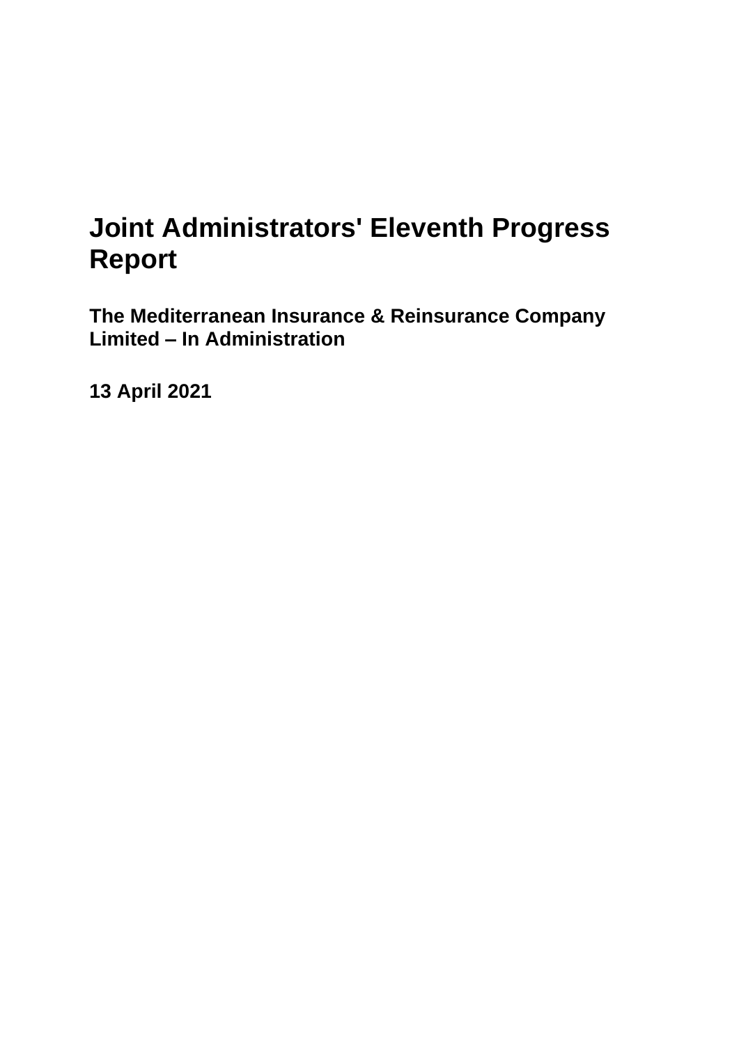# Joint Administrators' Eleventh Progress Report

## The Mediterranean Insurance & Reinsurance Company Limited – In Administration

**13 April 2021**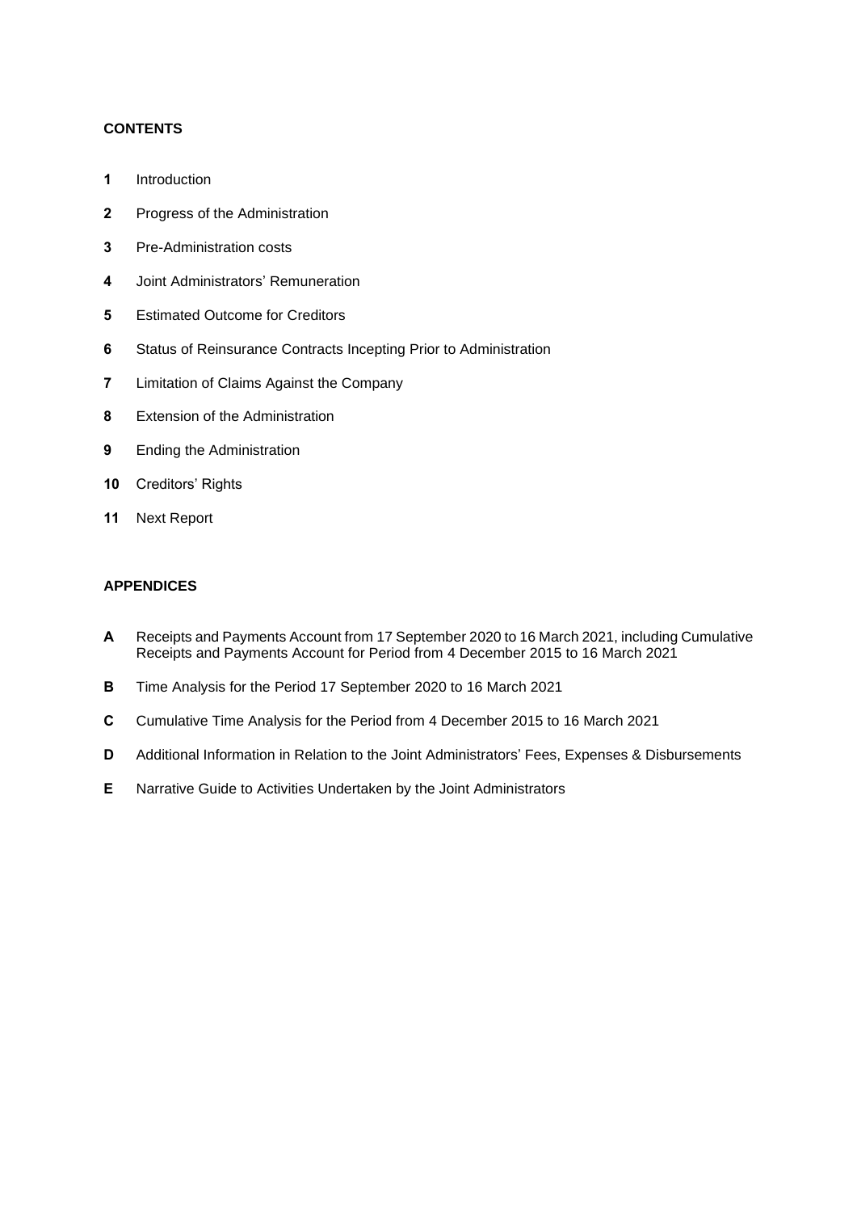**CONTENTS**

**1** Introduction

**2** Progress of the Administration

**3** Pre-Administration costs

**4** Joint Administrators' Remuneration

**5** Estimated Outcome for Creditors

**6** Status of Reinsurance Contracts Incepting Prior to Administration

**7** Limitation of Claims Against the Company

**8** Extension of the Administration

**9** Ending the Administration

**10** Creditors' Rights

**11** Next Report

**APPENDICES**

**A** Receipts and Payments Account from 17 September 2020 to 16 March 2021, including Cumulative Receipts and Payments Account for Period from 4 December 2015 to 16 March 2021

**B** Time Analysis for the Period 17 September 2020 to 16 March 2021

**C** Cumulative Time Analysis for the Period from 4 December 2015 to 16 March 2021

**D** Additional Information in Relation to the Joint Administrators' Fees, Expenses & Disbursements

**E** Narrative Guide to Activities Undertaken by the Joint Administrators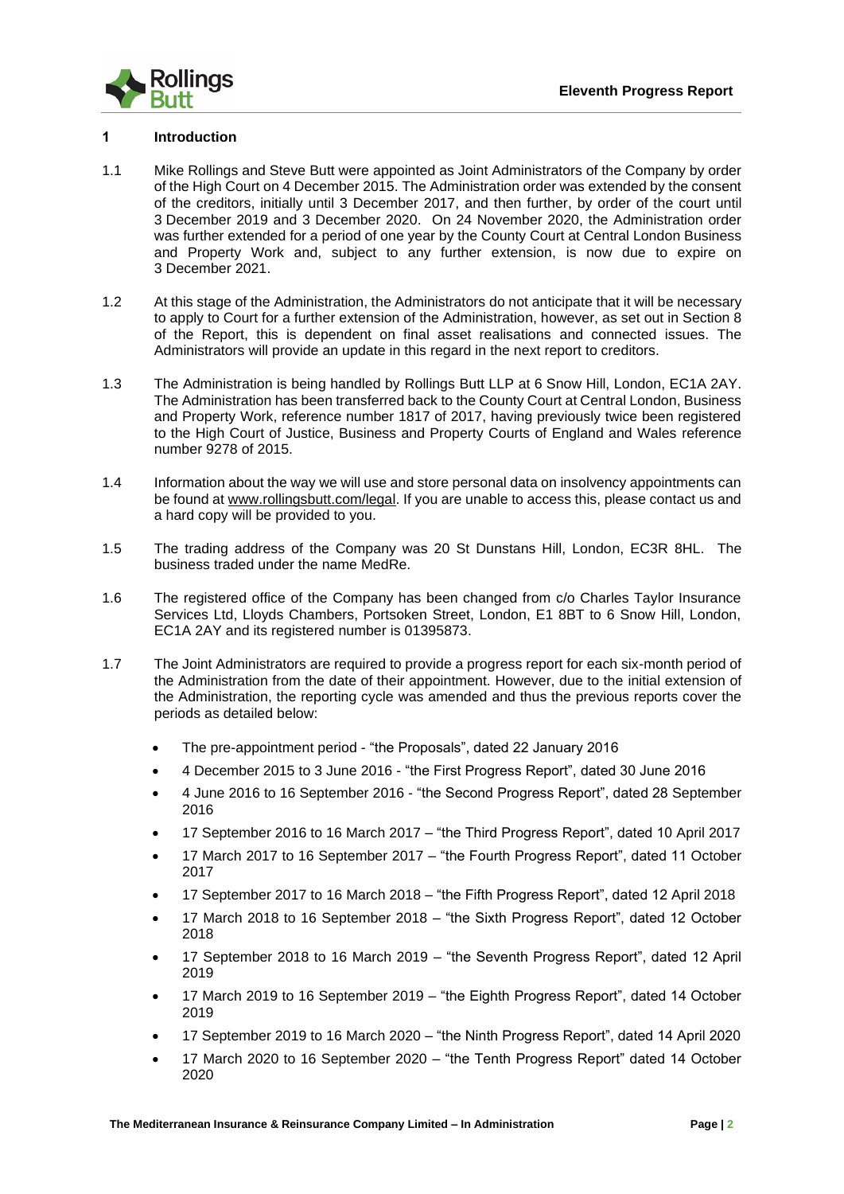## 1 Introduction

1.1 Mike Rollings and Steve Butt were appointed as Joint Administrators of the Company by order of the High Court on 4 December 2015. The Administration order was extended by the consent of the creditors, initially until 3 December 2017, and then further, by order of the court until 3 December 2019 and 3 December 2020. On 24 November 2020, the Administration order was further extended for a period of one year by the County Court at Central London Business and Property Work and, subject to any further extension, is now due to expire on 3 December 2021.

1.2 At this stage of the Administration, the Administrators do not anticipate that it will be necessary to apply to Court for a further extension of the Administration, however, as set out in Section 8 of the Report, this is dependent on final asset realisations and connected issues. The Administrators will provide an update in this regard in the next report to creditors.

1.3 The Administration is being handled by Rollings Butt LLP at 6 Snow Hill, London, EC1A 2AY. The Administration has been transferred back to the County Court at Central London, Business and Property Work, reference number 1817 of 2017, having previously twice been registered to the High Court of Justice, Business and Property Courts of England and Wales reference number 9278 of 2015.

1.4 Information about the way we will use and store personal data on insolvency appointments can be found at www.rollingsbutt.com/legal. If you are unable to access this, please contact us and a hard copy will be provided to you.

1.5 The trading address of the Company was 20 St Dunstans Hill, London, EC3R 8HL. The business traded under the name MedRe.

1.6 The registered office of the Company has been changed from c/o Charles Taylor Insurance Services Ltd, Lloyds Chambers, Portsoken Street, London, E1 8BT to 6 Snow Hill, London, EC1A 2AY and its registered number is 01395873.

1.7 The Joint Administrators are required to provide a progress report for each six-month period of the Administration from the date of their appointment. However, due to the initial extension of the Administration, the reporting cycle was amended and thus the previous reports cover the periods as detailed below:

- The pre-appointment period - "the Proposals", dated 22 January 2016
- 4 December 2015 to 3 June 2016 - "the First Progress Report", dated 30 June 2016
- 4 June 2016 to 16 September 2016 - "the Second Progress Report", dated 28 September 2016
- 17 September 2016 to 16 March 2017 – "the Third Progress Report", dated 10 April 2017
- 17 March 2017 to 16 September 2017 – "the Fourth Progress Report", dated 11 October 2017
- 17 September 2017 to 16 March 2018 – "the Fifth Progress Report", dated 12 April 2018
- 17 March 2018 to 16 September 2018 – "the Sixth Progress Report", dated 12 October 2018
- 17 September 2018 to 16 March 2019 – "the Seventh Progress Report", dated 12 April 2019
- 17 March 2019 to 16 September 2019 – "the Eighth Progress Report", dated 14 October 2019
- 17 September 2019 to 16 March 2020 – "the Ninth Progress Report", dated 14 April 2020
- 17 March 2020 to 16 September 2020 – "the Tenth Progress Report" dated 14 October 2020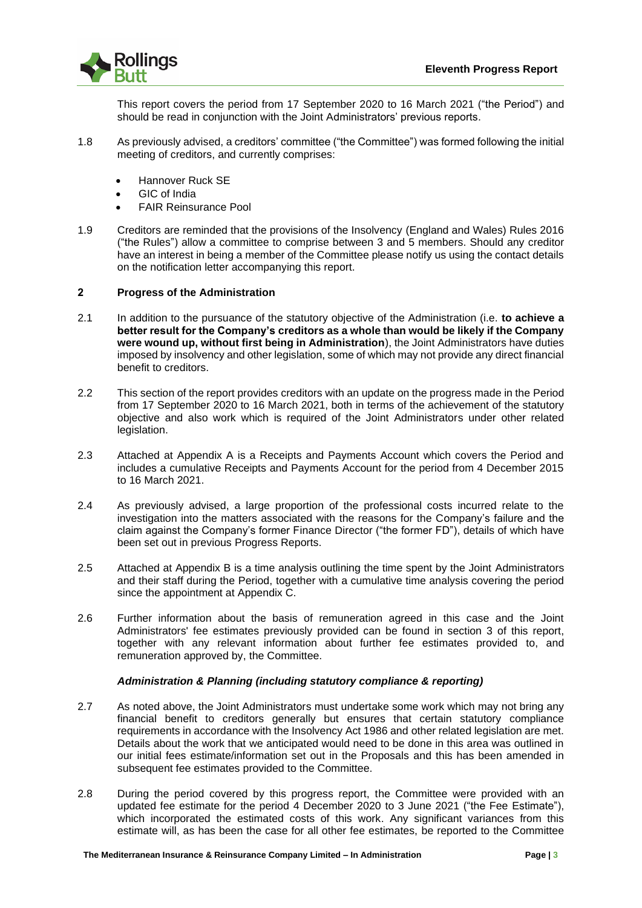This report covers the period from 17 September 2020 to 16 March 2021 ("the Period") and should be read in conjunction with the Joint Administrators' previous reports.

1.8 As previously advised, a creditors' committee ("the Committee") was formed following the initial meeting of creditors, and currently comprises:

- Hannover Ruck SE
- GIC of India
- FAIR Reinsurance Pool

1.9 Creditors are reminded that the provisions of the Insolvency (England and Wales) Rules 2016 ("the Rules") allow a committee to comprise between 3 and 5 members. Should any creditor have an interest in being a member of the Committee please notify us using the contact details on the notification letter accompanying this report.

## 2 Progress of the Administration

2.1 In addition to the pursuance of the statutory objective of the Administration (i.e. **to achieve a better result for the Company's creditors as a whole than would be likely if the Company were wound up, without first being in Administration**), the Joint Administrators have duties imposed by insolvency and other legislation, some of which may not provide any direct financial benefit to creditors.

2.2 This section of the report provides creditors with an update on the progress made in the Period from 17 September 2020 to 16 March 2021, both in terms of the achievement of the statutory objective and also work which is required of the Joint Administrators under other related legislation.

2.3 Attached at Appendix A is a Receipts and Payments Account which covers the Period and includes a cumulative Receipts and Payments Account for the period from 4 December 2015 to 16 March 2021.

2.4 As previously advised, a large proportion of the professional costs incurred relate to the investigation into the matters associated with the reasons for the Company's failure and the claim against the Company's former Finance Director ("the former FD"), details of which have been set out in previous Progress Reports.

2.5 Attached at Appendix B is a time analysis outlining the time spent by the Joint Administrators and their staff during the Period, together with a cumulative time analysis covering the period since the appointment at Appendix C.

2.6 Further information about the basis of remuneration agreed in this case and the Joint Administrators' fee estimates previously provided can be found in section 3 of this report, together with any relevant information about further fee estimates provided to, and remuneration approved by, the Committee.

### *Administration & Planning (including statutory compliance & reporting)*

2.7 As noted above, the Joint Administrators must undertake some work which may not bring any financial benefit to creditors generally but ensures that certain statutory compliance requirements in accordance with the Insolvency Act 1986 and other related legislation are met. Details about the work that we anticipated would need to be done in this area was outlined in our initial fees estimate/information set out in the Proposals and this has been amended in subsequent fee estimates provided to the Committee.

2.8 During the period covered by this progress report, the Committee were provided with an updated fee estimate for the period 4 December 2020 to 3 June 2021 ("the Fee Estimate"), which incorporated the estimated costs of this work. Any significant variances from this estimate will, as has been the case for all other fee estimates, be reported to the Committee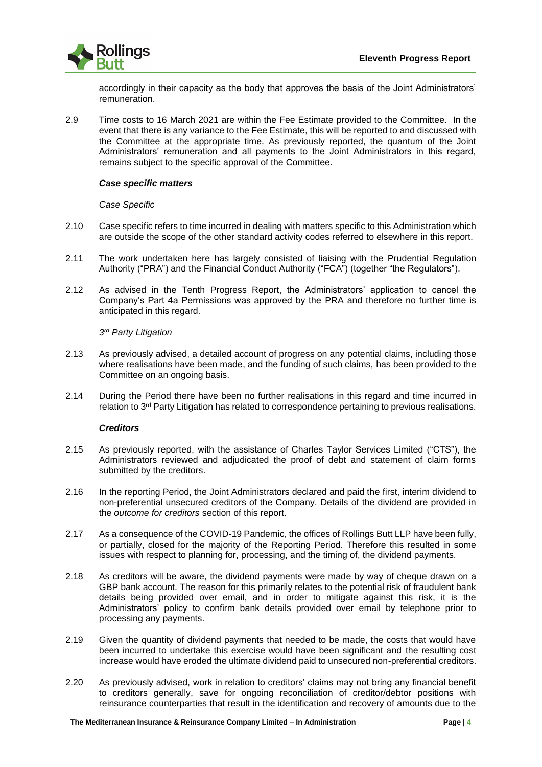accordingly in their capacity as the body that approves the basis of the Joint Administrators' remuneration.

2.9 Time costs to 16 March 2021 are within the Fee Estimate provided to the Committee. In the event that there is any variance to the Fee Estimate, this will be reported to and discussed with the Committee at the appropriate time. As previously reported, the quantum of the Joint Administrators' remuneration and all payments to the Joint Administrators in this regard, remains subject to the specific approval of the Committee.

***Case specific matters***

*Case Specific*

2.10 Case specific refers to time incurred in dealing with matters specific to this Administration which are outside the scope of the other standard activity codes referred to elsewhere in this report.

2.11 The work undertaken here has largely consisted of liaising with the Prudential Regulation Authority ("PRA") and the Financial Conduct Authority ("FCA") (together "the Regulators").

2.12 As advised in the Tenth Progress Report, the Administrators' application to cancel the Company's Part 4a Permissions was approved by the PRA and therefore no further time is anticipated in this regard.

*3rd Party Litigation*

2.13 As previously advised, a detailed account of progress on any potential claims, including those where realisations have been made, and the funding of such claims, has been provided to the Committee on an ongoing basis.

2.14 During the Period there have been no further realisations in this regard and time incurred in relation to 3rd Party Litigation has related to correspondence pertaining to previous realisations.

***Creditors***

2.15 As previously reported, with the assistance of Charles Taylor Services Limited ("CTS"), the Administrators reviewed and adjudicated the proof of debt and statement of claim forms submitted by the creditors.

2.16 In the reporting Period, the Joint Administrators declared and paid the first, interim dividend to non-preferential unsecured creditors of the Company. Details of the dividend are provided in the *outcome for creditors* section of this report.

2.17 As a consequence of the COVID-19 Pandemic, the offices of Rollings Butt LLP have been fully, or partially, closed for the majority of the Reporting Period. Therefore this resulted in some issues with respect to planning for, processing, and the timing of, the dividend payments.

2.18 As creditors will be aware, the dividend payments were made by way of cheque drawn on a GBP bank account. The reason for this primarily relates to the potential risk of fraudulent bank details being provided over email, and in order to mitigate against this risk, it is the Administrators' policy to confirm bank details provided over email by telephone prior to processing any payments.

2.19 Given the quantity of dividend payments that needed to be made, the costs that would have been incurred to undertake this exercise would have been significant and the resulting cost increase would have eroded the ultimate dividend paid to unsecured non-preferential creditors.

2.20 As previously advised, work in relation to creditors' claims may not bring any financial benefit to creditors generally, save for ongoing reconciliation of creditor/debtor positions with reinsurance counterparties that result in the identification and recovery of amounts due to the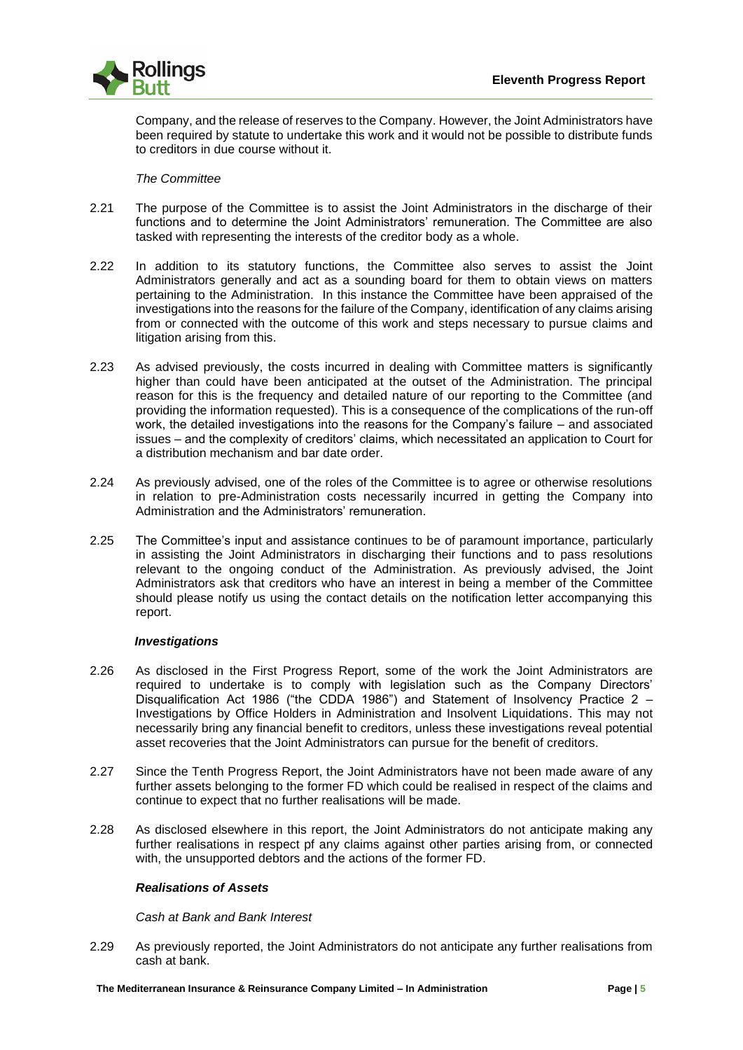Company, and the release of reserves to the Company. However, the Joint Administrators have been required by statute to undertake this work and it would not be possible to distribute funds to creditors in due course without it.

*The Committee*

2.21 The purpose of the Committee is to assist the Joint Administrators in the discharge of their functions and to determine the Joint Administrators' remuneration. The Committee are also tasked with representing the interests of the creditor body as a whole.

2.22 In addition to its statutory functions, the Committee also serves to assist the Joint Administrators generally and act as a sounding board for them to obtain views on matters pertaining to the Administration. In this instance the Committee have been appraised of the investigations into the reasons for the failure of the Company, identification of any claims arising from or connected with the outcome of this work and steps necessary to pursue claims and litigation arising from this.

2.23 As advised previously, the costs incurred in dealing with Committee matters is significantly higher than could have been anticipated at the outset of the Administration. The principal reason for this is the frequency and detailed nature of our reporting to the Committee (and providing the information requested). This is a consequence of the complications of the run-off work, the detailed investigations into the reasons for the Company's failure – and associated issues – and the complexity of creditors' claims, which necessitated an application to Court for a distribution mechanism and bar date order.

2.24 As previously advised, one of the roles of the Committee is to agree or otherwise resolutions in relation to pre-Administration costs necessarily incurred in getting the Company into Administration and the Administrators' remuneration.

2.25 The Committee's input and assistance continues to be of paramount importance, particularly in assisting the Joint Administrators in discharging their functions and to pass resolutions relevant to the ongoing conduct of the Administration. As previously advised, the Joint Administrators ask that creditors who have an interest in being a member of the Committee should please notify us using the contact details on the notification letter accompanying this report.

***Investigations***

2.26 As disclosed in the First Progress Report, some of the work the Joint Administrators are required to undertake is to comply with legislation such as the Company Directors' Disqualification Act 1986 ("the CDDA 1986") and Statement of Insolvency Practice 2 – Investigations by Office Holders in Administration and Insolvent Liquidations. This may not necessarily bring any financial benefit to creditors, unless these investigations reveal potential asset recoveries that the Joint Administrators can pursue for the benefit of creditors.

2.27 Since the Tenth Progress Report, the Joint Administrators have not been made aware of any further assets belonging to the former FD which could be realised in respect of the claims and continue to expect that no further realisations will be made.

2.28 As disclosed elsewhere in this report, the Joint Administrators do not anticipate making any further realisations in respect pf any claims against other parties arising from, or connected with, the unsupported debtors and the actions of the former FD.

***Realisations of Assets***

*Cash at Bank and Bank Interest*

2.29 As previously reported, the Joint Administrators do not anticipate any further realisations from cash at bank.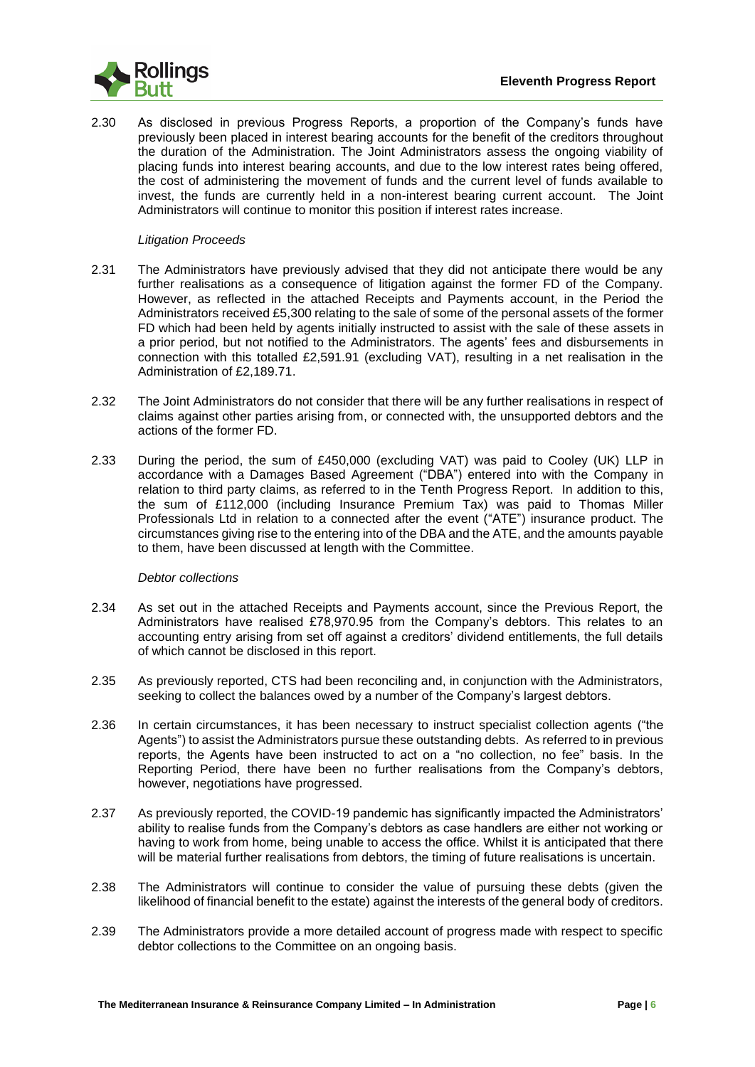2.30 As disclosed in previous Progress Reports, a proportion of the Company's funds have previously been placed in interest bearing accounts for the benefit of the creditors throughout the duration of the Administration. The Joint Administrators assess the ongoing viability of placing funds into interest bearing accounts, and due to the low interest rates being offered, the cost of administering the movement of funds and the current level of funds available to invest, the funds are currently held in a non-interest bearing current account. The Joint Administrators will continue to monitor this position if interest rates increase.

*Litigation Proceeds*

2.31 The Administrators have previously advised that they did not anticipate there would be any further realisations as a consequence of litigation against the former FD of the Company. However, as reflected in the attached Receipts and Payments account, in the Period the Administrators received £5,300 relating to the sale of some of the personal assets of the former FD which had been held by agents initially instructed to assist with the sale of these assets in a prior period, but not notified to the Administrators. The agents' fees and disbursements in connection with this totalled £2,591.91 (excluding VAT), resulting in a net realisation in the Administration of £2,189.71.

2.32 The Joint Administrators do not consider that there will be any further realisations in respect of claims against other parties arising from, or connected with, the unsupported debtors and the actions of the former FD.

2.33 During the period, the sum of £450,000 (excluding VAT) was paid to Cooley (UK) LLP in accordance with a Damages Based Agreement ("DBA") entered into with the Company in relation to third party claims, as referred to in the Tenth Progress Report. In addition to this, the sum of £112,000 (including Insurance Premium Tax) was paid to Thomas Miller Professionals Ltd in relation to a connected after the event ("ATE") insurance product. The circumstances giving rise to the entering into of the DBA and the ATE, and the amounts payable to them, have been discussed at length with the Committee.

*Debtor collections*

2.34 As set out in the attached Receipts and Payments account, since the Previous Report, the Administrators have realised £78,970.95 from the Company's debtors. This relates to an accounting entry arising from set off against a creditors' dividend entitlements, the full details of which cannot be disclosed in this report.

2.35 As previously reported, CTS had been reconciling and, in conjunction with the Administrators, seeking to collect the balances owed by a number of the Company's largest debtors.

2.36 In certain circumstances, it has been necessary to instruct specialist collection agents ("the Agents") to assist the Administrators pursue these outstanding debts. As referred to in previous reports, the Agents have been instructed to act on a "no collection, no fee" basis. In the Reporting Period, there have been no further realisations from the Company's debtors, however, negotiations have progressed.

2.37 As previously reported, the COVID-19 pandemic has significantly impacted the Administrators' ability to realise funds from the Company's debtors as case handlers are either not working or having to work from home, being unable to access the office. Whilst it is anticipated that there will be material further realisations from debtors, the timing of future realisations is uncertain.

2.38 The Administrators will continue to consider the value of pursuing these debts (given the likelihood of financial benefit to the estate) against the interests of the general body of creditors.

2.39 The Administrators provide a more detailed account of progress made with respect to specific debtor collections to the Committee on an ongoing basis.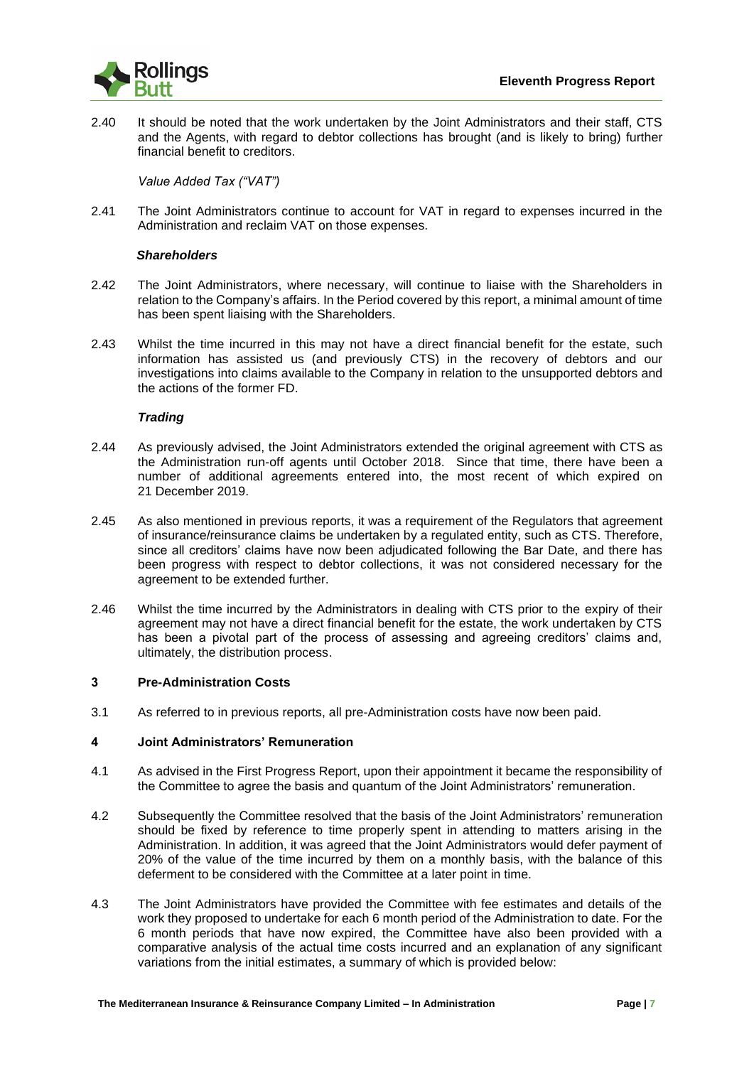2.40 It should be noted that the work undertaken by the Joint Administrators and their staff, CTS and the Agents, with regard to debtor collections has brought (and is likely to bring) further financial benefit to creditors.

*Value Added Tax ("VAT")*

2.41 The Joint Administrators continue to account for VAT in regard to expenses incurred in the Administration and reclaim VAT on those expenses.

***Shareholders***

2.42 The Joint Administrators, where necessary, will continue to liaise with the Shareholders in relation to the Company's affairs. In the Period covered by this report, a minimal amount of time has been spent liaising with the Shareholders.

2.43 Whilst the time incurred in this may not have a direct financial benefit for the estate, such information has assisted us (and previously CTS) in the recovery of debtors and our investigations into claims available to the Company in relation to the unsupported debtors and the actions of the former FD.

***Trading***

2.44 As previously advised, the Joint Administrators extended the original agreement with CTS as the Administration run-off agents until October 2018. Since that time, there have been a number of additional agreements entered into, the most recent of which expired on 21 December 2019.

2.45 As also mentioned in previous reports, it was a requirement of the Regulators that agreement of insurance/reinsurance claims be undertaken by a regulated entity, such as CTS. Therefore, since all creditors' claims have now been adjudicated following the Bar Date, and there has been progress with respect to debtor collections, it was not considered necessary for the agreement to be extended further.

2.46 Whilst the time incurred by the Administrators in dealing with CTS prior to the expiry of their agreement may not have a direct financial benefit for the estate, the work undertaken by CTS has been a pivotal part of the process of assessing and agreeing creditors' claims and, ultimately, the distribution process.

## 3 Pre-Administration Costs

3.1 As referred to in previous reports, all pre-Administration costs have now been paid.

## 4 Joint Administrators' Remuneration

4.1 As advised in the First Progress Report, upon their appointment it became the responsibility of the Committee to agree the basis and quantum of the Joint Administrators' remuneration.

4.2 Subsequently the Committee resolved that the basis of the Joint Administrators' remuneration should be fixed by reference to time properly spent in attending to matters arising in the Administration. In addition, it was agreed that the Joint Administrators would defer payment of 20% of the value of the time incurred by them on a monthly basis, with the balance of this deferment to be considered with the Committee at a later point in time.

4.3 The Joint Administrators have provided the Committee with fee estimates and details of the work they proposed to undertake for each 6 month period of the Administration to date. For the 6 month periods that have now expired, the Committee have also been provided with a comparative analysis of the actual time costs incurred and an explanation of any significant variations from the initial estimates, a summary of which is provided below: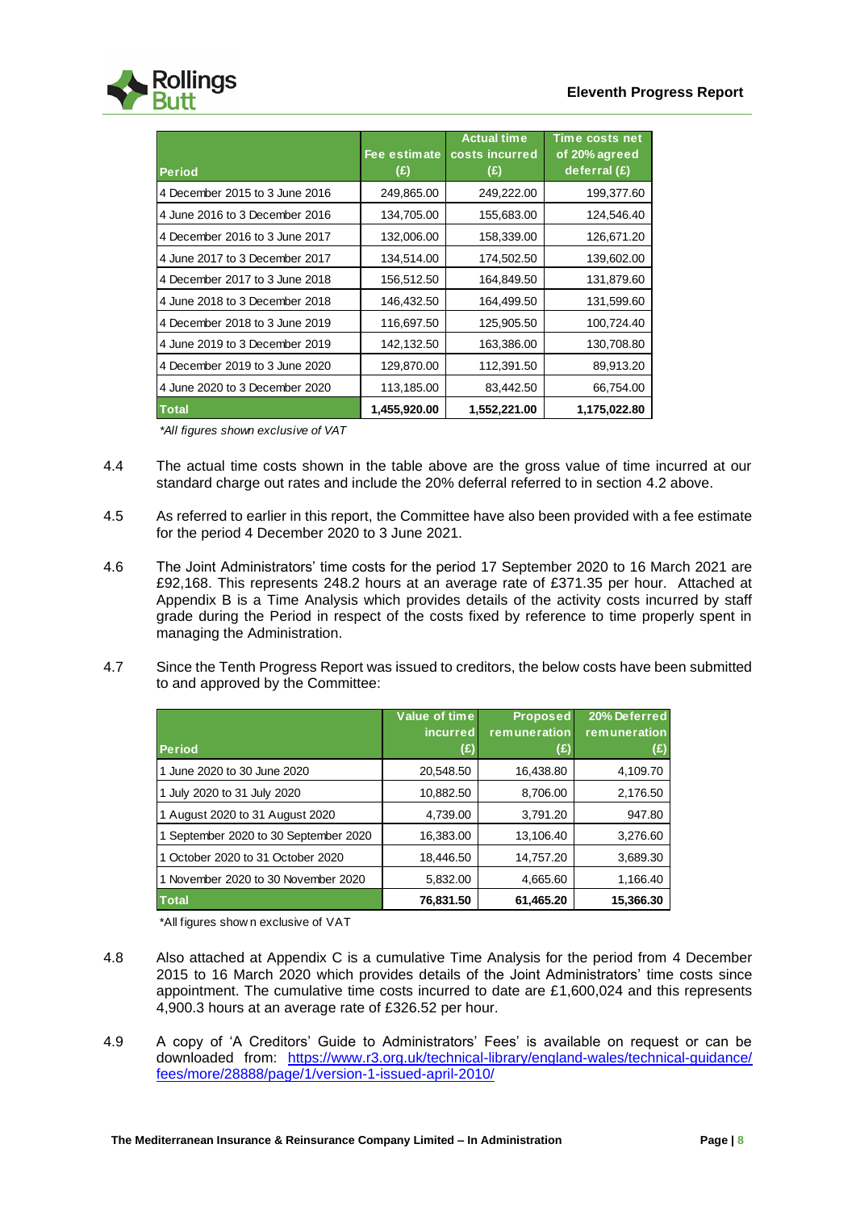| Period | Fee estimate (£) | Actual time costs incurred (£) | Time costs net of 20% agreed deferral (£) |
|---|---|---|---|
| 4 December 2015 to 3 June 2016 | 249,865.00 | 249,222.00 | 199,377.60 |
| 4 June 2016 to 3 December 2016 | 134,705.00 | 155,683.00 | 124,546.40 |
| 4 December 2016 to 3 June 2017 | 132,006.00 | 158,339.00 | 126,671.20 |
| 4 June 2017 to 3 December 2017 | 134,514.00 | 174,502.50 | 139,602.00 |
| 4 December 2017 to 3 June 2018 | 156,512.50 | 164,849.50 | 131,879.60 |
| 4 June 2018 to 3 December 2018 | 146,432.50 | 164,499.50 | 131,599.60 |
| 4 December 2018 to 3 June 2019 | 116,697.50 | 125,905.50 | 100,724.40 |
| 4 June 2019 to 3 December 2019 | 142,132.50 | 163,386.00 | 130,708.80 |
| 4 December 2019 to 3 June 2020 | 129,870.00 | 112,391.50 | 89,913.20 |
| 4 June 2020 to 3 December 2020 | 113,185.00 | 83,442.50 | 66,754.00 |
| **Total** | **1,455,920.00** | **1,552,221.00** | **1,175,022.80** |

*\*All figures shown exclusive of VAT*

4.4 The actual time costs shown in the table above are the gross value of time incurred at our standard charge out rates and include the 20% deferral referred to in section 4.2 above.

4.5 As referred to earlier in this report, the Committee have also been provided with a fee estimate for the period 4 December 2020 to 3 June 2021.

4.6 The Joint Administrators' time costs for the period 17 September 2020 to 16 March 2021 are £92,168. This represents 248.2 hours at an average rate of £371.35 per hour. Attached at Appendix B is a Time Analysis which provides details of the activity costs incurred by staff grade during the Period in respect of the costs fixed by reference to time properly spent in managing the Administration.

4.7 Since the Tenth Progress Report was issued to creditors, the below costs have been submitted to and approved by the Committee:

| Period | Value of time incurred (£) | Proposed remuneration (£) | 20% Deferred remuneration (£) |
|---|---|---|---|
| 1 June 2020 to 30 June 2020 | 20,548.50 | 16,438.80 | 4,109.70 |
| 1 July 2020 to 31 July 2020 | 10,882.50 | 8,706.00 | 2,176.50 |
| 1 August 2020 to 31 August 2020 | 4,739.00 | 3,791.20 | 947.80 |
| 1 September 2020 to 30 September 2020 | 16,383.00 | 13,106.40 | 3,276.60 |
| 1 October 2020 to 31 October 2020 | 18,446.50 | 14,757.20 | 3,689.30 |
| 1 November 2020 to 30 November 2020 | 5,832.00 | 4,665.60 | 1,166.40 |
| **Total** | **76,831.50** | **61,465.20** | **15,366.30** |

\*All figures shown exclusive of VAT

4.8 Also attached at Appendix C is a cumulative Time Analysis for the period from 4 December 2015 to 16 March 2020 which provides details of the Joint Administrators' time costs since appointment. The cumulative time costs incurred to date are £1,600,024 and this represents 4,900.3 hours at an average rate of £326.52 per hour.

4.9 A copy of 'A Creditors' Guide to Administrators' Fees' is available on request or can be downloaded from: [https://www.r3.org.uk/technical-library/england-wales/technical-guidance/fees/more/28888/page/1/version-1-issued-april-2010/](https://www.r3.org.uk/technical-library/england-wales/technical-guidance/fees/more/28888/page/1/version-1-issued-april-2010/)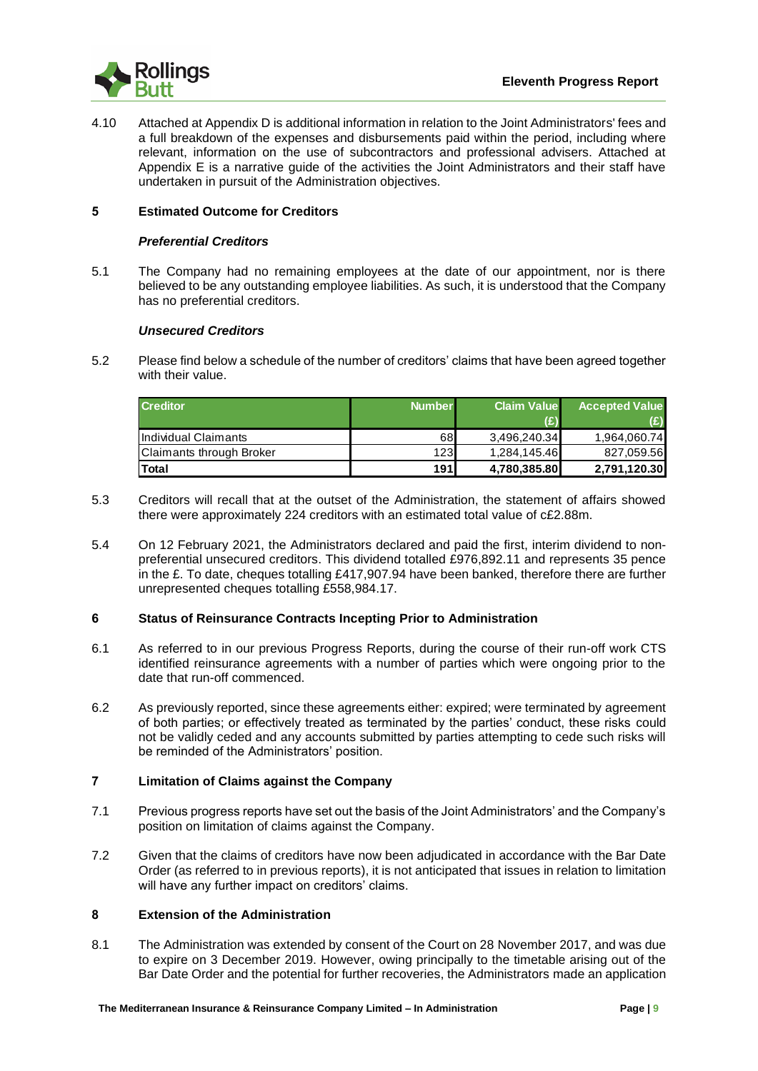4.10 Attached at Appendix D is additional information in relation to the Joint Administrators' fees and a full breakdown of the expenses and disbursements paid within the period, including where relevant, information on the use of subcontractors and professional advisers. Attached at Appendix E is a narrative guide of the activities the Joint Administrators and their staff have undertaken in pursuit of the Administration objectives.

## 5 Estimated Outcome for Creditors

### *Preferential Creditors*

5.1 The Company had no remaining employees at the date of our appointment, nor is there believed to be any outstanding employee liabilities. As such, it is understood that the Company has no preferential creditors.

### *Unsecured Creditors*

5.2 Please find below a schedule of the number of creditors' claims that have been agreed together with their value.

| Creditor | Number | Claim Value (£) | Accepted Value (£) |
|---|---|---|---|
| Individual Claimants | 68 | 3,496,240.34 | 1,964,060.74 |
| Claimants through Broker | 123 | 1,284,145.46 | 827,059.56 |
| **Total** | **191** | **4,780,385.80** | **2,791,120.30** |

5.3 Creditors will recall that at the outset of the Administration, the statement of affairs showed there were approximately 224 creditors with an estimated total value of c£2.88m.

5.4 On 12 February 2021, the Administrators declared and paid the first, interim dividend to non-preferential unsecured creditors. This dividend totalled £976,892.11 and represents 35 pence in the £. To date, cheques totalling £417,907.94 have been banked, therefore there are further unrepresented cheques totalling £558,984.17.

## 6 Status of Reinsurance Contracts Incepting Prior to Administration

6.1 As referred to in our previous Progress Reports, during the course of their run-off work CTS identified reinsurance agreements with a number of parties which were ongoing prior to the date that run-off commenced.

6.2 As previously reported, since these agreements either: expired; were terminated by agreement of both parties; or effectively treated as terminated by the parties' conduct, these risks could not be validly ceded and any accounts submitted by parties attempting to cede such risks will be reminded of the Administrators' position.

## 7 Limitation of Claims against the Company

7.1 Previous progress reports have set out the basis of the Joint Administrators' and the Company's position on limitation of claims against the Company.

7.2 Given that the claims of creditors have now been adjudicated in accordance with the Bar Date Order (as referred to in previous reports), it is not anticipated that issues in relation to limitation will have any further impact on creditors' claims.

## 8 Extension of the Administration

8.1 The Administration was extended by consent of the Court on 28 November 2017, and was due to expire on 3 December 2019. However, owing principally to the timetable arising out of the Bar Date Order and the potential for further recoveries, the Administrators made an application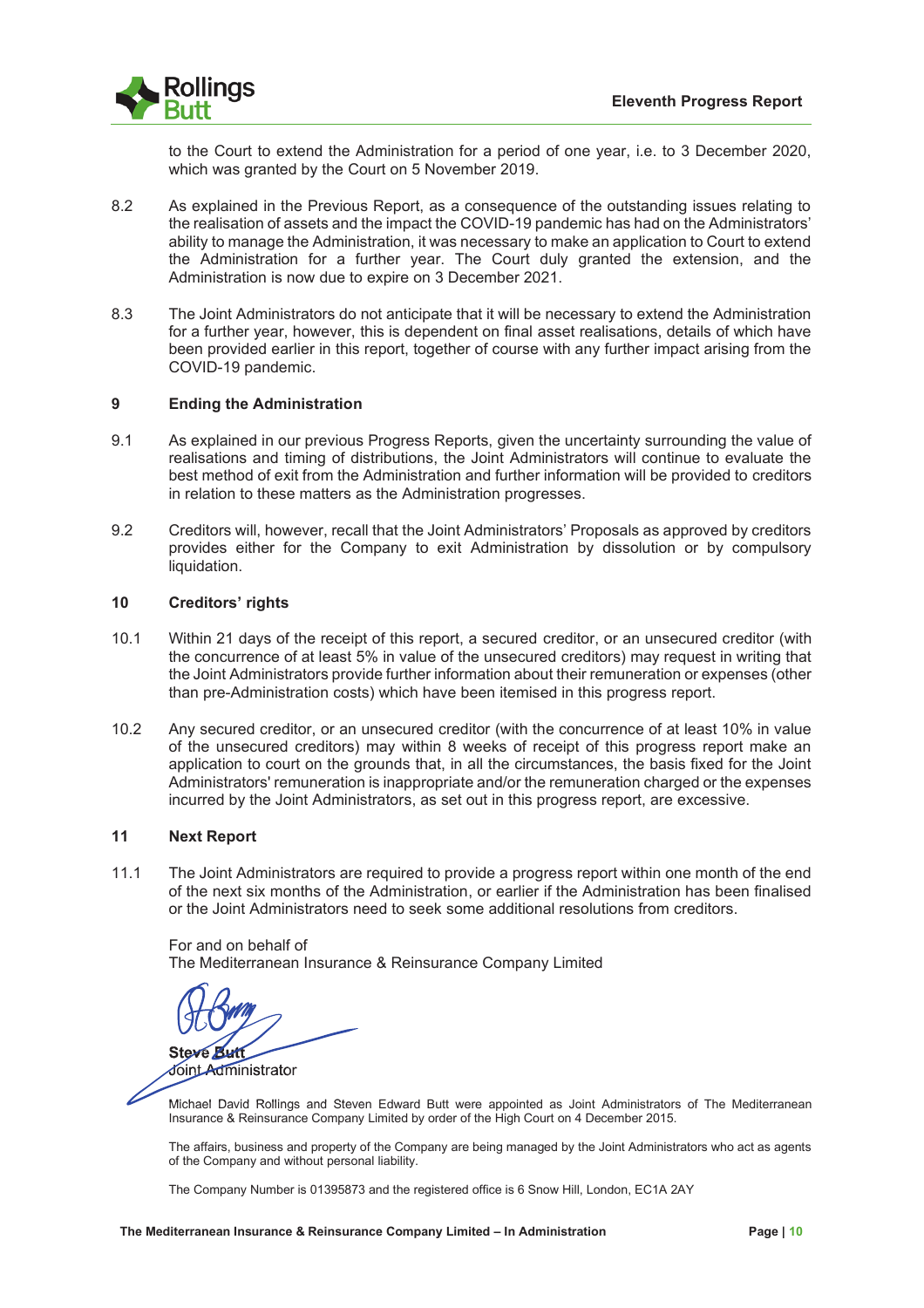to the Court to extend the Administration for a period of one year, i.e. to 3 December 2020, which was granted by the Court on 5 November 2019.

8.2 As explained in the Previous Report, as a consequence of the outstanding issues relating to the realisation of assets and the impact the COVID-19 pandemic has had on the Administrators' ability to manage the Administration, it was necessary to make an application to Court to extend the Administration for a further year. The Court duly granted the extension, and the Administration is now due to expire on 3 December 2021.

8.3 The Joint Administrators do not anticipate that it will be necessary to extend the Administration for a further year, however, this is dependent on final asset realisations, details of which have been provided earlier in this report, together of course with any further impact arising from the COVID-19 pandemic.

## 9 Ending the Administration

9.1 As explained in our previous Progress Reports, given the uncertainty surrounding the value of realisations and timing of distributions, the Joint Administrators will continue to evaluate the best method of exit from the Administration and further information will be provided to creditors in relation to these matters as the Administration progresses.

9.2 Creditors will, however, recall that the Joint Administrators' Proposals as approved by creditors provides either for the Company to exit Administration by dissolution or by compulsory liquidation.

## 10 Creditors' rights

10.1 Within 21 days of the receipt of this report, a secured creditor, or an unsecured creditor (with the concurrence of at least 5% in value of the unsecured creditors) may request in writing that the Joint Administrators provide further information about their remuneration or expenses (other than pre-Administration costs) which have been itemised in this progress report.

10.2 Any secured creditor, or an unsecured creditor (with the concurrence of at least 10% in value of the unsecured creditors) may within 8 weeks of receipt of this progress report make an application to court on the grounds that, in all the circumstances, the basis fixed for the Joint Administrators' remuneration is inappropriate and/or the remuneration charged or the expenses incurred by the Joint Administrators, as set out in this progress report, are excessive.

## 11 Next Report

11.1 The Joint Administrators are required to provide a progress report within one month of the end of the next six months of the Administration, or earlier if the Administration has been finalised or the Joint Administrators need to seek some additional resolutions from creditors.

For and on behalf of
The Mediterranean Insurance & Reinsurance Company Limited

**Steve Butt**
Joint Administrator

Michael David Rollings and Steven Edward Butt were appointed as Joint Administrators of The Mediterranean Insurance & Reinsurance Company Limited by order of the High Court on 4 December 2015.

The affairs, business and property of the Company are being managed by the Joint Administrators who act as agents of the Company and without personal liability.

The Company Number is 01395873 and the registered office is 6 Snow Hill, London, EC1A 2AY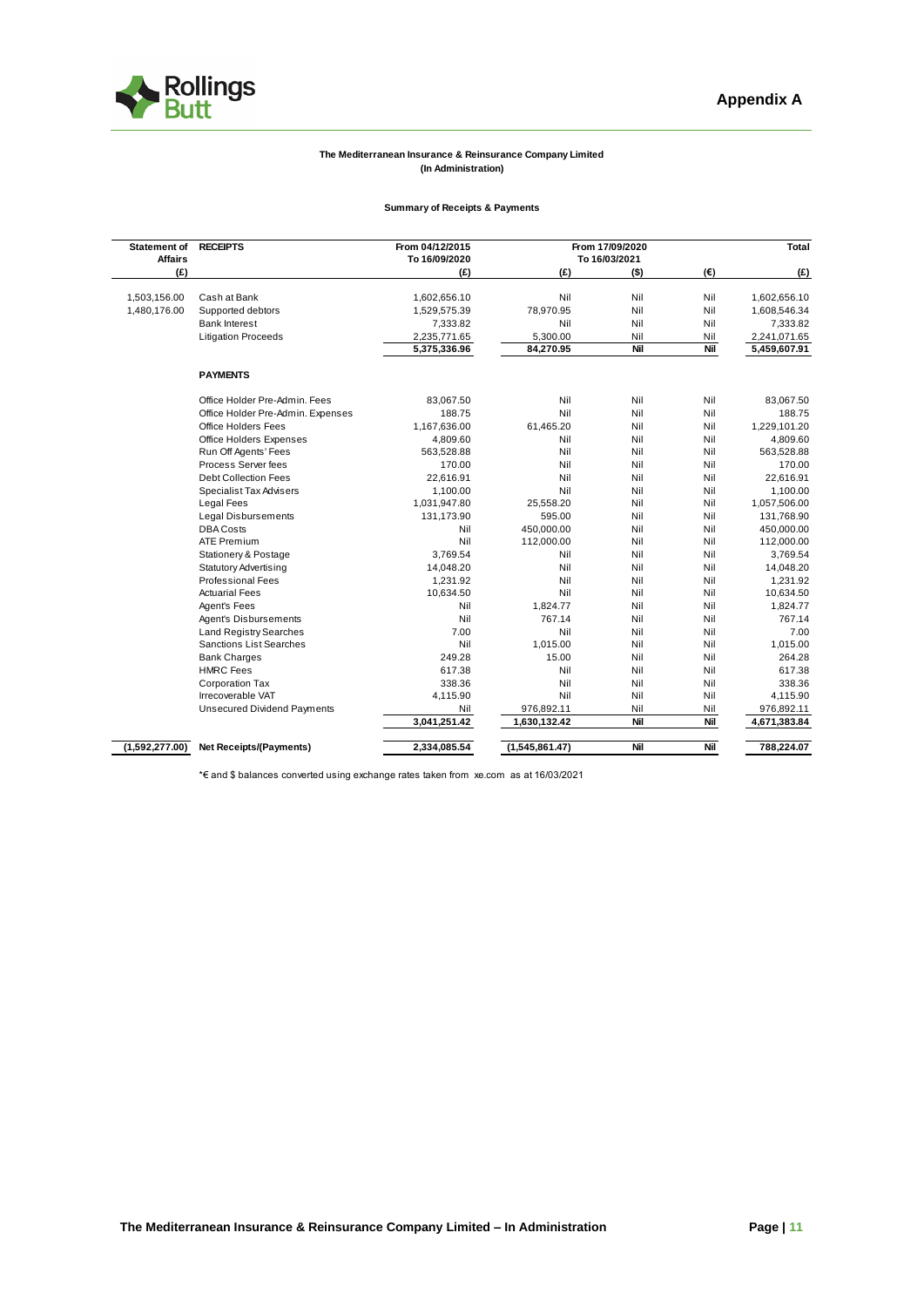# Appendix A

**The Mediterranean Insurance & Reinsurance Company Limited**
**(In Administration)**

**Summary of Receipts & Payments**

| Statement of Affairs (£) | RECEIPTS | From 04/12/2015 To 16/09/2020 (£) | From 17/09/2020 To 16/03/2021 (£) | ($) | (€) | Total (£) |
|---|---|---|---|---|---|---|
| 1,503,156.00 | Cash at Bank | 1,602,656.10 | Nil | Nil | Nil | 1,602,656.10 |
| 1,480,176.00 | Supported debtors | 1,529,575.39 | 78,970.95 | Nil | Nil | 1,608,546.34 |
| | Bank Interest | 7,333.82 | Nil | Nil | Nil | 7,333.82 |
| | Litigation Proceeds | 2,235,771.65 | 5,300.00 | Nil | Nil | 2,241,071.65 |
| | | **5,375,336.96** | **84,270.95** | **Nil** | **Nil** | **5,459,607.91** |
| | **PAYMENTS** | | | | | |
| | Office Holder Pre-Admin. Fees | 83,067.50 | Nil | Nil | Nil | 83,067.50 |
| | Office Holder Pre-Admin. Expenses | 188.75 | Nil | Nil | Nil | 188.75 |
| | Office Holders Fees | 1,167,636.00 | 61,465.20 | Nil | Nil | 1,229,101.20 |
| | Office Holders Expenses | 4,809.60 | Nil | Nil | Nil | 4,809.60 |
| | Run Off Agents' Fees | 563,528.88 | Nil | Nil | Nil | 563,528.88 |
| | Process Server fees | 170.00 | Nil | Nil | Nil | 170.00 |
| | Debt Collection Fees | 22,616.91 | Nil | Nil | Nil | 22,616.91 |
| | Specialist Tax Advisers | 1,100.00 | Nil | Nil | Nil | 1,100.00 |
| | Legal Fees | 1,031,947.80 | 25,558.20 | Nil | Nil | 1,057,506.00 |
| | Legal Disbursements | 131,173.90 | 595.00 | Nil | Nil | 131,768.90 |
| | DBA Costs | Nil | 450,000.00 | Nil | Nil | 450,000.00 |
| | ATE Premium | Nil | 112,000.00 | Nil | Nil | 112,000.00 |
| | Stationery & Postage | 3,769.54 | Nil | Nil | Nil | 3,769.54 |
| | Statutory Advertising | 14,048.20 | Nil | Nil | Nil | 14,048.20 |
| | Professional Fees | 1,231.92 | Nil | Nil | Nil | 1,231.92 |
| | Actuarial Fees | 10,634.50 | Nil | Nil | Nil | 10,634.50 |
| | Agent's Fees | Nil | 1,824.77 | Nil | Nil | 1,824.77 |
| | Agent's Disbursements | Nil | 767.14 | Nil | Nil | 767.14 |
| | Land Registry Searches | 7.00 | Nil | Nil | Nil | 7.00 |
| | Sanctions List Searches | Nil | 1,015.00 | Nil | Nil | 1,015.00 |
| | Bank Charges | 249.28 | 15.00 | Nil | Nil | 264.28 |
| | HMRC Fees | 617.38 | Nil | Nil | Nil | 617.38 |
| | Corporation Tax | 338.36 | Nil | Nil | Nil | 338.36 |
| | Irrecoverable VAT | 4,115.90 | Nil | Nil | Nil | 4,115.90 |
| | Unsecured Dividend Payments | Nil | 976,892.11 | Nil | Nil | 976,892.11 |
| | | **3,041,251.42** | **1,630,132.42** | **Nil** | **Nil** | **4,671,383.84** |
| **(1,592,277.00)** | **Net Receipts/(Payments)** | **2,334,085.54** | **(1,545,861.47)** | **Nil** | **Nil** | **788,224.07** |

*€ and $ balances converted using exchange rates taken from xe.com as at 16/03/2021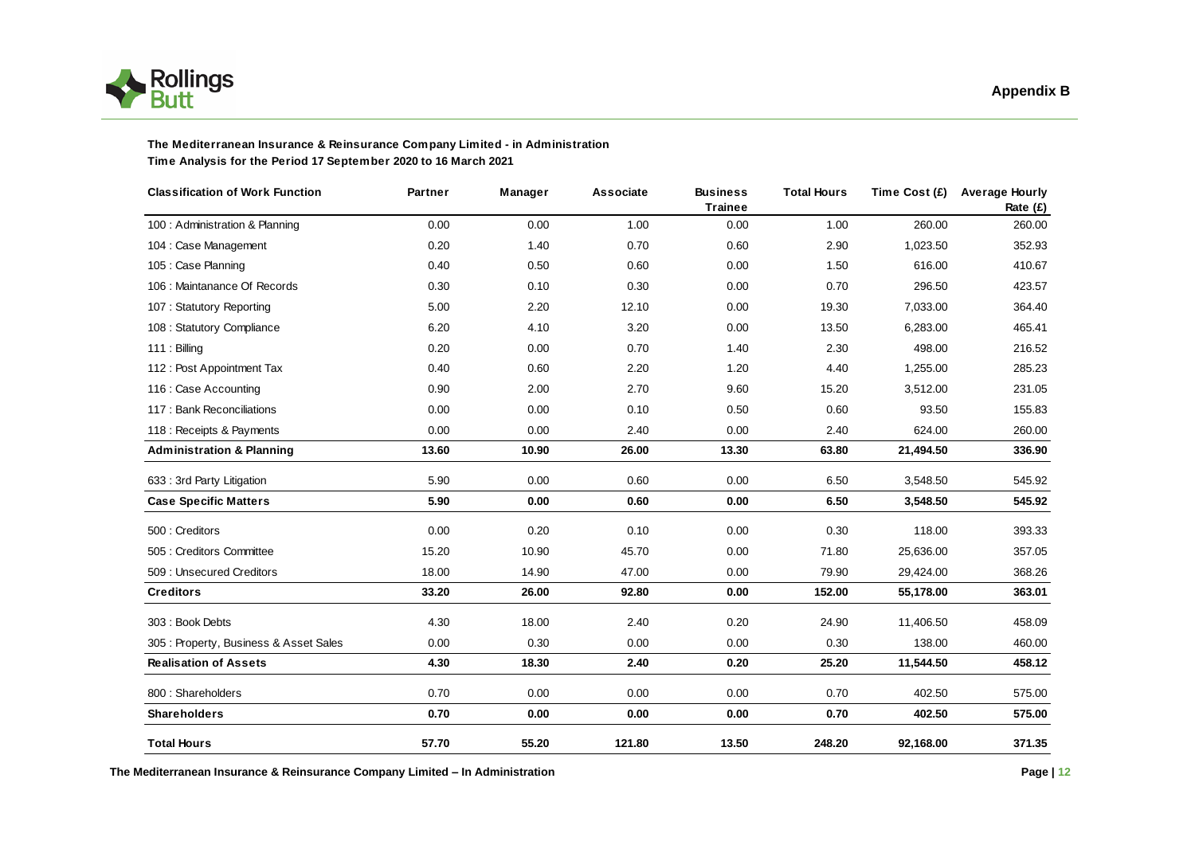## Appendix B

**The Mediterranean Insurance & Reinsurance Company Limited - in Administration**
**Time Analysis for the Period 17 September 2020 to 16 March 2021**

| Classification of Work Function | Partner | Manager | Associate | Business Trainee | Total Hours | Time Cost (£) | Average Hourly Rate (£) |
|---|---|---|---|---|---|---|---|
| 100 : Administration & Planning | 0.00 | 0.00 | 1.00 | 0.00 | 1.00 | 260.00 | 260.00 |
| 104 : Case Management | 0.20 | 1.40 | 0.70 | 0.60 | 2.90 | 1,023.50 | 352.93 |
| 105 : Case Planning | 0.40 | 0.50 | 0.60 | 0.00 | 1.50 | 616.00 | 410.67 |
| 106 : Maintanance Of Records | 0.30 | 0.10 | 0.30 | 0.00 | 0.70 | 296.50 | 423.57 |
| 107 : Statutory Reporting | 5.00 | 2.20 | 12.10 | 0.00 | 19.30 | 7,033.00 | 364.40 |
| 108 : Statutory Compliance | 6.20 | 4.10 | 3.20 | 0.00 | 13.50 | 6,283.00 | 465.41 |
| 111 : Billing | 0.20 | 0.00 | 0.70 | 1.40 | 2.30 | 498.00 | 216.52 |
| 112 : Post Appointment Tax | 0.40 | 0.60 | 2.20 | 1.20 | 4.40 | 1,255.00 | 285.23 |
| 116 : Case Accounting | 0.90 | 2.00 | 2.70 | 9.60 | 15.20 | 3,512.00 | 231.05 |
| 117 : Bank Reconciliations | 0.00 | 0.00 | 0.10 | 0.50 | 0.60 | 93.50 | 155.83 |
| 118 : Receipts & Payments | 0.00 | 0.00 | 2.40 | 0.00 | 2.40 | 624.00 | 260.00 |
| **Administration & Planning** | **13.60** | **10.90** | **26.00** | **13.30** | **63.80** | **21,494.50** | **336.90** |
| 633 : 3rd Party Litigation | 5.90 | 0.00 | 0.60 | 0.00 | 6.50 | 3,548.50 | 545.92 |
| **Case Specific Matters** | **5.90** | **0.00** | **0.60** | **0.00** | **6.50** | **3,548.50** | **545.92** |
| 500 : Creditors | 0.00 | 0.20 | 0.10 | 0.00 | 0.30 | 118.00 | 393.33 |
| 505 : Creditors Committee | 15.20 | 10.90 | 45.70 | 0.00 | 71.80 | 25,636.00 | 357.05 |
| 509 : Unsecured Creditors | 18.00 | 14.90 | 47.00 | 0.00 | 79.90 | 29,424.00 | 368.26 |
| **Creditors** | **33.20** | **26.00** | **92.80** | **0.00** | **152.00** | **55,178.00** | **363.01** |
| 303 : Book Debts | 4.30 | 18.00 | 2.40 | 0.20 | 24.90 | 11,406.50 | 458.09 |
| 305 : Property, Business & Asset Sales | 0.00 | 0.30 | 0.00 | 0.00 | 0.30 | 138.00 | 460.00 |
| **Realisation of Assets** | **4.30** | **18.30** | **2.40** | **0.20** | **25.20** | **11,544.50** | **458.12** |
| 800 : Shareholders | 0.70 | 0.00 | 0.00 | 0.00 | 0.70 | 402.50 | 575.00 |
| **Shareholders** | **0.70** | **0.00** | **0.00** | **0.00** | **0.70** | **402.50** | **575.00** |
| **Total Hours** | **57.70** | **55.20** | **121.80** | **13.50** | **248.20** | **92,168.00** | **371.35** |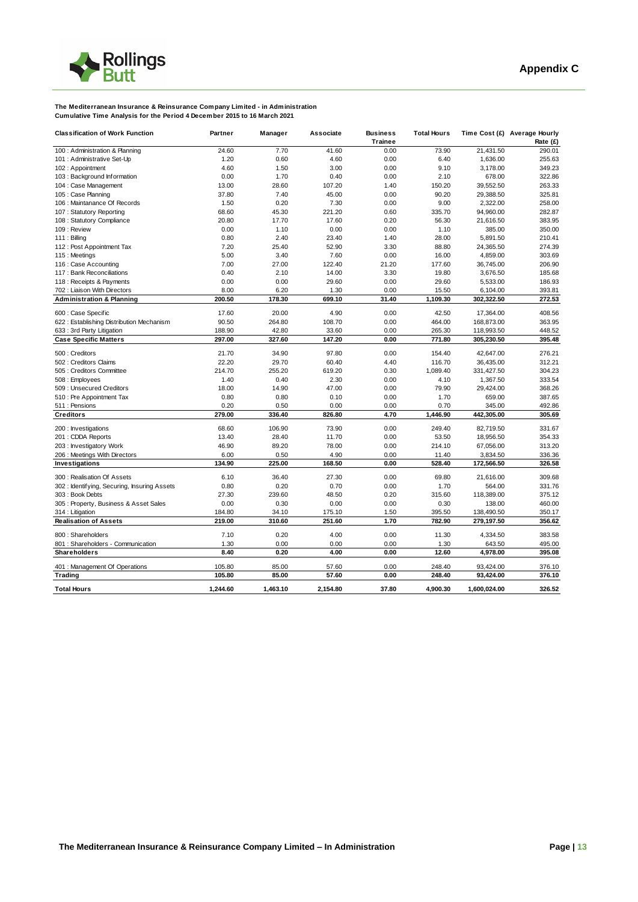**Appendix C**

**The Mediterranean Insurance & Reinsurance Company Limited - in Administration**
**Cumulative Time Analysis for the Period 4 December 2015 to 16 March 2021**

| Classification of Work Function | Partner | Manager | Associate | Business Trainee | Total Hours | Time Cost (£) | Average Hourly Rate (£) |
|---|---|---|---|---|---|---|---|
| 100 : Administration & Planning | 24.60 | 7.70 | 41.60 | 0.00 | 73.90 | 21,431.50 | 290.01 |
| 101 : Administrative Set-Up | 1.20 | 0.60 | 4.60 | 0.00 | 6.40 | 1,636.00 | 255.63 |
| 102 : Appointment | 4.60 | 1.50 | 3.00 | 0.00 | 9.10 | 3,178.00 | 349.23 |
| 103 : Background Information | 0.00 | 1.70 | 0.40 | 0.00 | 2.10 | 678.00 | 322.86 |
| 104 : Case Management | 13.00 | 28.60 | 107.20 | 1.40 | 150.20 | 39,552.50 | 263.33 |
| 105 : Case Planning | 37.80 | 7.40 | 45.00 | 0.00 | 90.20 | 29,388.50 | 325.81 |
| 106 : Maintanance Of Records | 1.50 | 0.20 | 7.30 | 0.00 | 9.00 | 2,322.00 | 258.00 |
| 107 : Statutory Reporting | 68.60 | 45.30 | 221.20 | 0.60 | 335.70 | 94,960.00 | 282.87 |
| 108 : Statutory Compliance | 20.80 | 17.70 | 17.60 | 0.20 | 56.30 | 21,616.50 | 383.95 |
| 109 : Review | 0.00 | 1.10 | 0.00 | 0.00 | 1.10 | 385.00 | 350.00 |
| 111 : Billing | 0.80 | 2.40 | 23.40 | 1.40 | 28.00 | 5,891.50 | 210.41 |
| 112 : Post Appointment Tax | 7.20 | 25.40 | 52.90 | 3.30 | 88.80 | 24,365.50 | 274.39 |
| 115 : Meetings | 5.00 | 3.40 | 7.60 | 0.00 | 16.00 | 4,859.00 | 303.69 |
| 116 : Case Accounting | 7.00 | 27.00 | 122.40 | 21.20 | 177.60 | 36,745.00 | 206.90 |
| 117 : Bank Reconciliations | 0.40 | 2.10 | 14.00 | 3.30 | 19.80 | 3,676.50 | 185.68 |
| 118 : Receipts & Payments | 0.00 | 0.00 | 29.60 | 0.00 | 29.60 | 5,533.00 | 186.93 |
| 702 : Liaison With Directors | 8.00 | 6.20 | 1.30 | 0.00 | 15.50 | 6,104.00 | 393.81 |
| **Administration & Planning** | **200.50** | **178.30** | **699.10** | **31.40** | **1,109.30** | **302,322.50** | **272.53** |
| 600 : Case Specific | 17.60 | 20.00 | 4.90 | 0.00 | 42.50 | 17,364.00 | 408.56 |
| 622 : Establishing Distribution Mechanism | 90.50 | 264.80 | 108.70 | 0.00 | 464.00 | 168,873.00 | 363.95 |
| 633 : 3rd Party Litigation | 188.90 | 42.80 | 33.60 | 0.00 | 265.30 | 118,993.50 | 448.52 |
| **Case Specific Matters** | **297.00** | **327.60** | **147.20** | **0.00** | **771.80** | **305,230.50** | **395.48** |
| 500 : Creditors | 21.70 | 34.90 | 97.80 | 0.00 | 154.40 | 42,647.00 | 276.21 |
| 502 : Creditors Claims | 22.20 | 29.70 | 60.40 | 4.40 | 116.70 | 36,435.00 | 312.21 |
| 505 : Creditors Committee | 214.70 | 255.20 | 619.20 | 0.30 | 1,089.40 | 331,427.50 | 304.23 |
| 508 : Employees | 1.40 | 0.40 | 2.30 | 0.00 | 4.10 | 1,367.50 | 333.54 |
| 509 : Unsecured Creditors | 18.00 | 14.90 | 47.00 | 0.00 | 79.90 | 29,424.00 | 368.26 |
| 510 : Pre Appointment Tax | 0.80 | 0.80 | 0.10 | 0.00 | 1.70 | 659.00 | 387.65 |
| 511 : Pensions | 0.20 | 0.50 | 0.00 | 0.00 | 0.70 | 345.00 | 492.86 |
| **Creditors** | **279.00** | **336.40** | **826.80** | **4.70** | **1,446.90** | **442,305.00** | **305.69** |
| 200 : Investigations | 68.60 | 106.90 | 73.90 | 0.00 | 249.40 | 82,719.50 | 331.67 |
| 201 : CDDA Reports | 13.40 | 28.40 | 11.70 | 0.00 | 53.50 | 18,956.50 | 354.33 |
| 203 : Investigatory Work | 46.90 | 89.20 | 78.00 | 0.00 | 214.10 | 67,056.00 | 313.20 |
| 206 : Meetings With Directors | 6.00 | 0.50 | 4.90 | 0.00 | 11.40 | 3,834.50 | 336.36 |
| **Investigations** | **134.90** | **225.00** | **168.50** | **0.00** | **528.40** | **172,566.50** | **326.58** |
| 300 : Realisation Of Assets | 6.10 | 36.40 | 27.30 | 0.00 | 69.80 | 21,616.00 | 309.68 |
| 302 : Identifying, Securing, Insuring Assets | 0.80 | 0.20 | 0.70 | 0.00 | 1.70 | 564.00 | 331.76 |
| 303 : Book Debts | 27.30 | 239.60 | 48.50 | 0.20 | 315.60 | 118,389.00 | 375.12 |
| 305 : Property, Business & Asset Sales | 0.00 | 0.30 | 0.00 | 0.00 | 0.30 | 138.00 | 460.00 |
| 314 : Litigation | 184.80 | 34.10 | 175.10 | 1.50 | 395.50 | 138,490.50 | 350.17 |
| **Realisation of Assets** | **219.00** | **310.60** | **251.60** | **1.70** | **782.90** | **279,197.50** | **356.62** |
| 800 : Shareholders | 7.10 | 0.20 | 4.00 | 0.00 | 11.30 | 4,334.50 | 383.58 |
| 801 : Shareholders - Communication | 1.30 | 0.00 | 0.00 | 0.00 | 1.30 | 643.50 | 495.00 |
| **Shareholders** | **8.40** | **0.20** | **4.00** | **0.00** | **12.60** | **4,978.00** | **395.08** |
| 401 : Management Of Operations | 105.80 | 85.00 | 57.60 | 0.00 | 248.40 | 93,424.00 | 376.10 |
| **Trading** | **105.80** | **85.00** | **57.60** | **0.00** | **248.40** | **93,424.00** | **376.10** |
| **Total Hours** | **1,244.60** | **1,463.10** | **2,154.80** | **37.80** | **4,900.30** | **1,600,024.00** | **326.52** |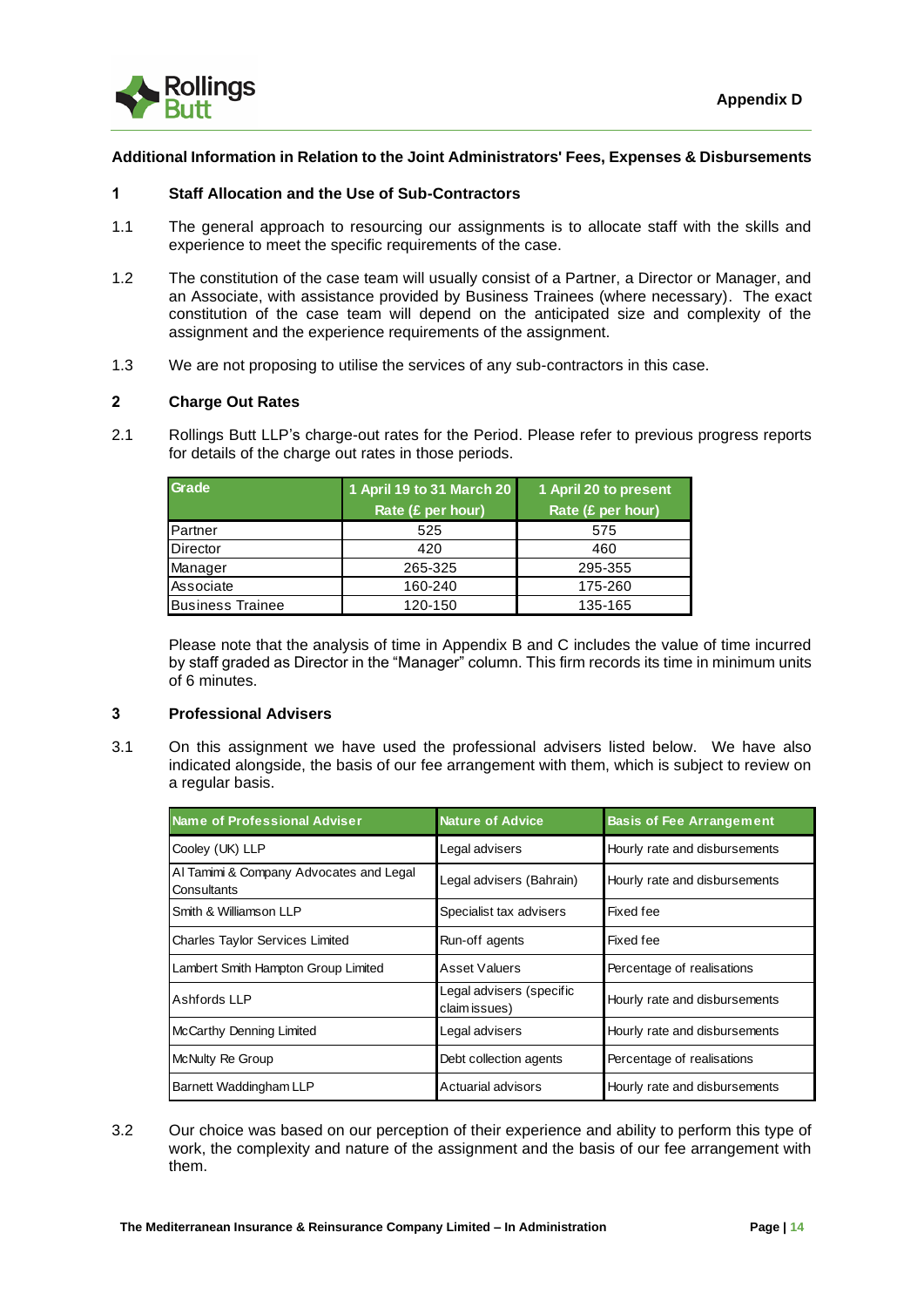Appendix D

## Additional Information in Relation to the Joint Administrators' Fees, Expenses & Disbursements

### 1 Staff Allocation and the Use of Sub-Contractors

1.1 The general approach to resourcing our assignments is to allocate staff with the skills and experience to meet the specific requirements of the case.

1.2 The constitution of the case team will usually consist of a Partner, a Director or Manager, and an Associate, with assistance provided by Business Trainees (where necessary). The exact constitution of the case team will depend on the anticipated size and complexity of the assignment and the experience requirements of the assignment.

1.3 We are not proposing to utilise the services of any sub-contractors in this case.

### 2 Charge Out Rates

2.1 Rollings Butt LLP's charge-out rates for the Period. Please refer to previous progress reports for details of the charge out rates in those periods.

| Grade | 1 April 19 to 31 March 20 Rate (£ per hour) | 1 April 20 to present Rate (£ per hour) |
|---|---|---|
| Partner | 525 | 575 |
| Director | 420 | 460 |
| Manager | 265-325 | 295-355 |
| Associate | 160-240 | 175-260 |
| Business Trainee | 120-150 | 135-165 |

Please note that the analysis of time in Appendix B and C includes the value of time incurred by staff graded as Director in the "Manager" column. This firm records its time in minimum units of 6 minutes.

### 3 Professional Advisers

3.1 On this assignment we have used the professional advisers listed below. We have also indicated alongside, the basis of our fee arrangement with them, which is subject to review on a regular basis.

| Name of Professional Adviser | Nature of Advice | Basis of Fee Arrangement |
|---|---|---|
| Cooley (UK) LLP | Legal advisers | Hourly rate and disbursements |
| Al Tamimi & Company Advocates and Legal Consultants | Legal advisers (Bahrain) | Hourly rate and disbursements |
| Smith & Williamson LLP | Specialist tax advisers | Fixed fee |
| Charles Taylor Services Limited | Run-off agents | Fixed fee |
| Lambert Smith Hampton Group Limited | Asset Valuers | Percentage of realisations |
| Ashfords LLP | Legal advisers (specific claim issues) | Hourly rate and disbursements |
| McCarthy Denning Limited | Legal advisers | Hourly rate and disbursements |
| McNulty Re Group | Debt collection agents | Percentage of realisations |
| Barnett Waddingham LLP | Actuarial advisors | Hourly rate and disbursements |

3.2 Our choice was based on our perception of their experience and ability to perform this type of work, the complexity and nature of the assignment and the basis of our fee arrangement with them.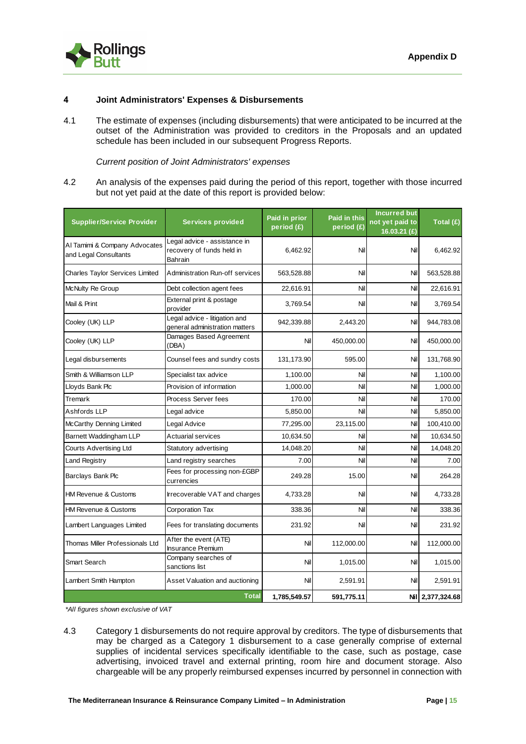## 4 Joint Administrators' Expenses & Disbursements

4.1 The estimate of expenses (including disbursements) that were anticipated to be incurred at the outset of the Administration was provided to creditors in the Proposals and an updated schedule has been included in our subsequent Progress Reports.

*Current position of Joint Administrators' expenses*

4.2 An analysis of the expenses paid during the period of this report, together with those incurred but not yet paid at the date of this report is provided below:

| Supplier/Service Provider | Services provided | Paid in prior period (£) | Paid in this period (£) | Incurred but not yet paid to 16.03.21 (£) | Total (£) |
|---|---|---|---|---|---|
| Al Tamimi & Company Advocates and Legal Consultants | Legal advice - assistance in recovery of funds held in Bahrain | 6,462.92 | Nil | Nil | 6,462.92 |
| Charles Taylor Services Limited | Administration Run-off services | 563,528.88 | Nil | Nil | 563,528.88 |
| McNulty Re Group | Debt collection agent fees | 22,616.91 | Nil | Nil | 22,616.91 |
| Mail & Print | External print & postage provider | 3,769.54 | Nil | Nil | 3,769.54 |
| Cooley (UK) LLP | Legal advice - litigation and general administration matters | 942,339.88 | 2,443.20 | Nil | 944,783.08 |
| Cooley (UK) LLP | Damages Based Agreement (DBA) | Nil | 450,000.00 | Nil | 450,000.00 |
| Legal disbursements | Counsel fees and sundry costs | 131,173.90 | 595.00 | Nil | 131,768.90 |
| Smith & Williamson LLP | Specialist tax advice | 1,100.00 | Nil | Nil | 1,100.00 |
| Lloyds Bank Plc | Provision of information | 1,000.00 | Nil | Nil | 1,000.00 |
| Tremark | Process Server fees | 170.00 | Nil | Nil | 170.00 |
| Ashfords LLP | Legal advice | 5,850.00 | Nil | Nil | 5,850.00 |
| McCarthy Denning Limited | Legal Advice | 77,295.00 | 23,115.00 | Nil | 100,410.00 |
| Barnett Waddingham LLP | Actuarial services | 10,634.50 | Nil | Nil | 10,634.50 |
| Courts Advertising Ltd | Statutory advertising | 14,048.20 | Nil | Nil | 14,048.20 |
| Land Registry | Land registry searches | 7.00 | Nil | Nil | 7.00 |
| Barclays Bank Plc | Fees for processing non-£GBP currencies | 249.28 | 15.00 | Nil | 264.28 |
| HM Revenue & Customs | Irrecoverable VAT and charges | 4,733.28 | Nil | Nil | 4,733.28 |
| HM Revenue & Customs | Corporation Tax | 338.36 | Nil | Nil | 338.36 |
| Lambert Languages Limited | Fees for translating documents | 231.92 | Nil | Nil | 231.92 |
| Thomas Miller Professionals Ltd | After the event (ATE) Insurance Premium | Nil | 112,000.00 | Nil | 112,000.00 |
| Smart Search | Company searches of sanctions list | Nil | 1,015.00 | Nil | 1,015.00 |
| Lambert Smith Hampton | Asset Valuation and auctioning | Nil | 2,591.91 | Nil | 2,591.91 |
| **Total** | | **1,785,549.57** | **591,775.11** | **Nil** | **2,377,324.68** |

*\*All figures shown exclusive of VAT*

4.3 Category 1 disbursements do not require approval by creditors. The type of disbursements that may be charged as a Category 1 disbursement to a case generally comprise of external supplies of incidental services specifically identifiable to the case, such as postage, case advertising, invoiced travel and external printing, room hire and document storage. Also chargeable will be any properly reimbursed expenses incurred by personnel in connection with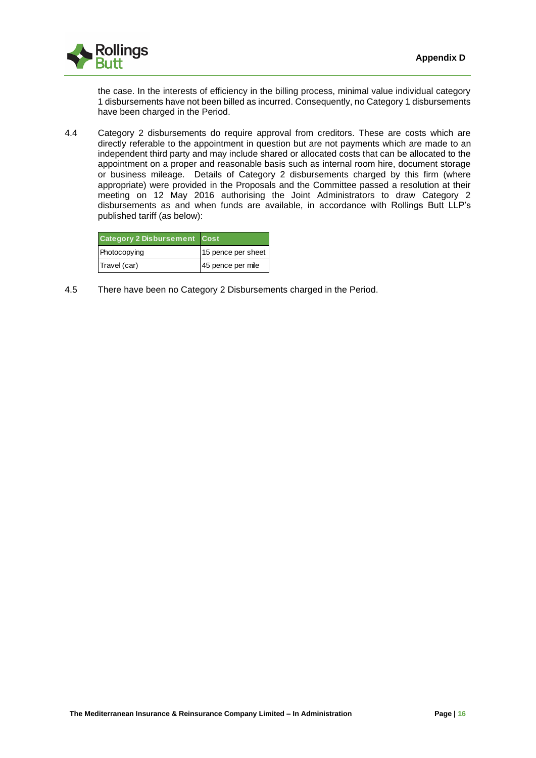the case. In the interests of efficiency in the billing process, minimal value individual category 1 disbursements have not been billed as incurred. Consequently, no Category 1 disbursements have been charged in the Period.

4.4 Category 2 disbursements do require approval from creditors. These are costs which are directly referable to the appointment in question but are not payments which are made to an independent third party and may include shared or allocated costs that can be allocated to the appointment on a proper and reasonable basis such as internal room hire, document storage or business mileage. Details of Category 2 disbursements charged by this firm (where appropriate) were provided in the Proposals and the Committee passed a resolution at their meeting on 12 May 2016 authorising the Joint Administrators to draw Category 2 disbursements as and when funds are available, in accordance with Rollings Butt LLP's published tariff (as below):

| Category 2 Disbursement | Cost |
|---|---|
| Photocopying | 15 pence per sheet |
| Travel (car) | 45 pence per mile |

4.5 There have been no Category 2 Disbursements charged in the Period.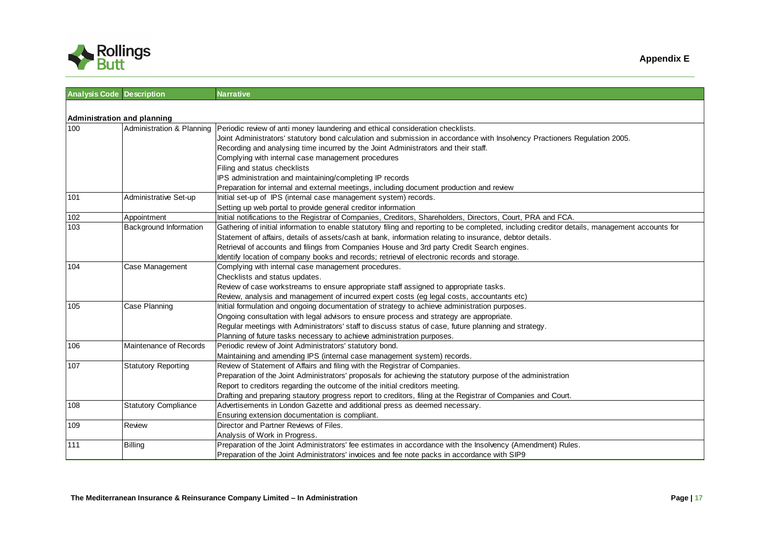**Appendix E**

| Analysis Code | Description | Narrative |
|---|---|---|
| **Administration and planning** | | |
| 100 | Administration & Planning | Periodic review of anti money laundering and ethical consideration checklists.<br>Joint Administrators' statutory bond calculation and submission in accordance with Insolvency Practioners Regulation 2005.<br>Recording and analysing time incurred by the Joint Administrators and their staff.<br>Complying with internal case management procedures<br>Filing and status checklists<br>IPS administration and maintaining/completing IP records<br>Preparation for internal and external meetings, including document production and review |
| 101 | Administrative Set-up | Initial set-up of IPS (internal case management system) records.<br>Setting up web portal to provide general creditor information |
| 102 | Appointment | Initial notifications to the Registrar of Companies, Creditors, Shareholders, Directors, Court, PRA and FCA. |
| 103 | Background Information | Gathering of initial information to enable statutory filing and reporting to be completed, including creditor details, management accounts for Statement of affairs, details of assets/cash at bank, information relating to insurance, debtor details.<br>Retrieval of accounts and filings from Companies House and 3rd party Credit Search engines.<br>Identify location of company books and records; retrieval of electronic records and storage. |
| 104 | Case Management | Complying with internal case management procedures.<br>Checklists and status updates.<br>Review of case workstreams to ensure appropriate staff assigned to appropriate tasks.<br>Review, analysis and management of incurred expert costs (eg legal costs, accountants etc) |
| 105 | Case Planning | Initial formulation and ongoing documentation of strategy to achieve administration purposes.<br>Ongoing consultation with legal advisors to ensure process and strategy are appropriate.<br>Regular meetings with Administrators' staff to discuss status of case, future planning and strategy.<br>Planning of future tasks necessary to achieve administration purposes. |
| 106 | Maintenance of Records | Periodic review of Joint Administrators' statutory bond.<br>Maintaining and amending IPS (internal case management system) records. |
| 107 | Statutory Reporting | Review of Statement of Affairs and filing with the Registrar of Companies.<br>Preparation of the Joint Administrators' proposals for achieving the statutory purpose of the administration<br>Report to creditors regarding the outcome of the initial creditors meeting.<br>Drafting and preparing stautory progress report to creditors, filing at the Registrar of Companies and Court. |
| 108 | Statutory Compliance | Advertisements in London Gazette and additional press as deemed necessary.<br>Ensuring extension documentation is compliant. |
| 109 | Review | Director and Partner Reviews of Files.<br>Analysis of Work in Progress. |
| 111 | Billing | Preparation of the Joint Administrators' fee estimates in accordance with the Insolvency (Amendment) Rules.<br>Preparation of the Joint Administrators' invoices and fee note packs in accordance with SIP9 |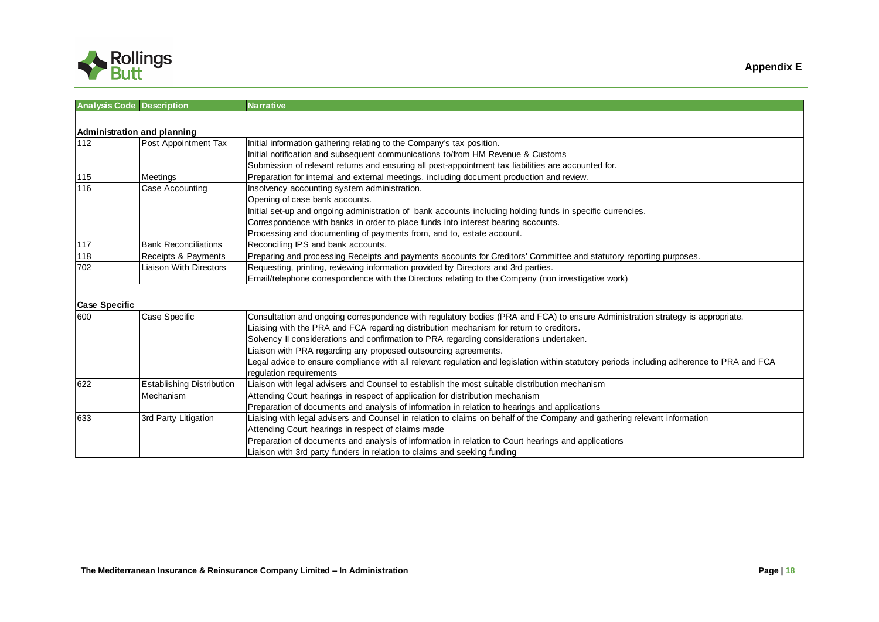**Appendix E**

| Analysis Code | Description | Narrative |
|---|---|---|
| **Administration and planning** | | |
| 112 | Post Appointment Tax | Initial information gathering relating to the Company's tax position.<br>Initial notification and subsequent communications to/from HM Revenue & Customs<br>Submission of relevant returns and ensuring all post-appointment tax liabilities are accounted for. |
| 115 | Meetings | Preparation for internal and external meetings, including document production and review. |
| 116 | Case Accounting | Insolvency accounting system administration.<br>Opening of case bank accounts.<br>Initial set-up and ongoing administration of bank accounts including holding funds in specific currencies.<br>Correspondence with banks in order to place funds into interest bearing accounts.<br>Processing and documenting of payments from, and to, estate account. |
| 117 | Bank Reconciliations | Reconciling IPS and bank accounts. |
| 118 | Receipts & Payments | Preparing and processing Receipts and payments accounts for Creditors' Committee and statutory reporting purposes. |
| 702 | Liaison With Directors | Requesting, printing, reviewing information provided by Directors and 3rd parties.<br>Email/telephone correspondence with the Directors relating to the Company (non investigative work) |
| **Case Specific** | | |
| 600 | Case Specific | Consultation and ongoing correspondence with regulatory bodies (PRA and FCA) to ensure Administration strategy is appropriate.<br>Liaising with the PRA and FCA regarding distribution mechanism for return to creditors.<br>Solvency II considerations and confirmation to PRA regarding considerations undertaken.<br>Liaison with PRA regarding any proposed outsourcing agreements.<br>Legal advice to ensure compliance with all relevant regulation and legislation within statutory periods including adherence to PRA and FCA regulation requirements |
| 622 | Establishing Distribution Mechanism | Liaison with legal advisers and Counsel to establish the most suitable distribution mechanism<br>Attending Court hearings in respect of application for distribution mechanism<br>Preparation of documents and analysis of information in relation to hearings and applications |
| 633 | 3rd Party Litigation | Liaising with legal advisers and Counsel in relation to claims on behalf of the Company and gathering relevant information<br>Attending Court hearings in respect of claims made<br>Preparation of documents and analysis of information in relation to Court hearings and applications<br>Liaison with 3rd party funders in relation to claims and seeking funding |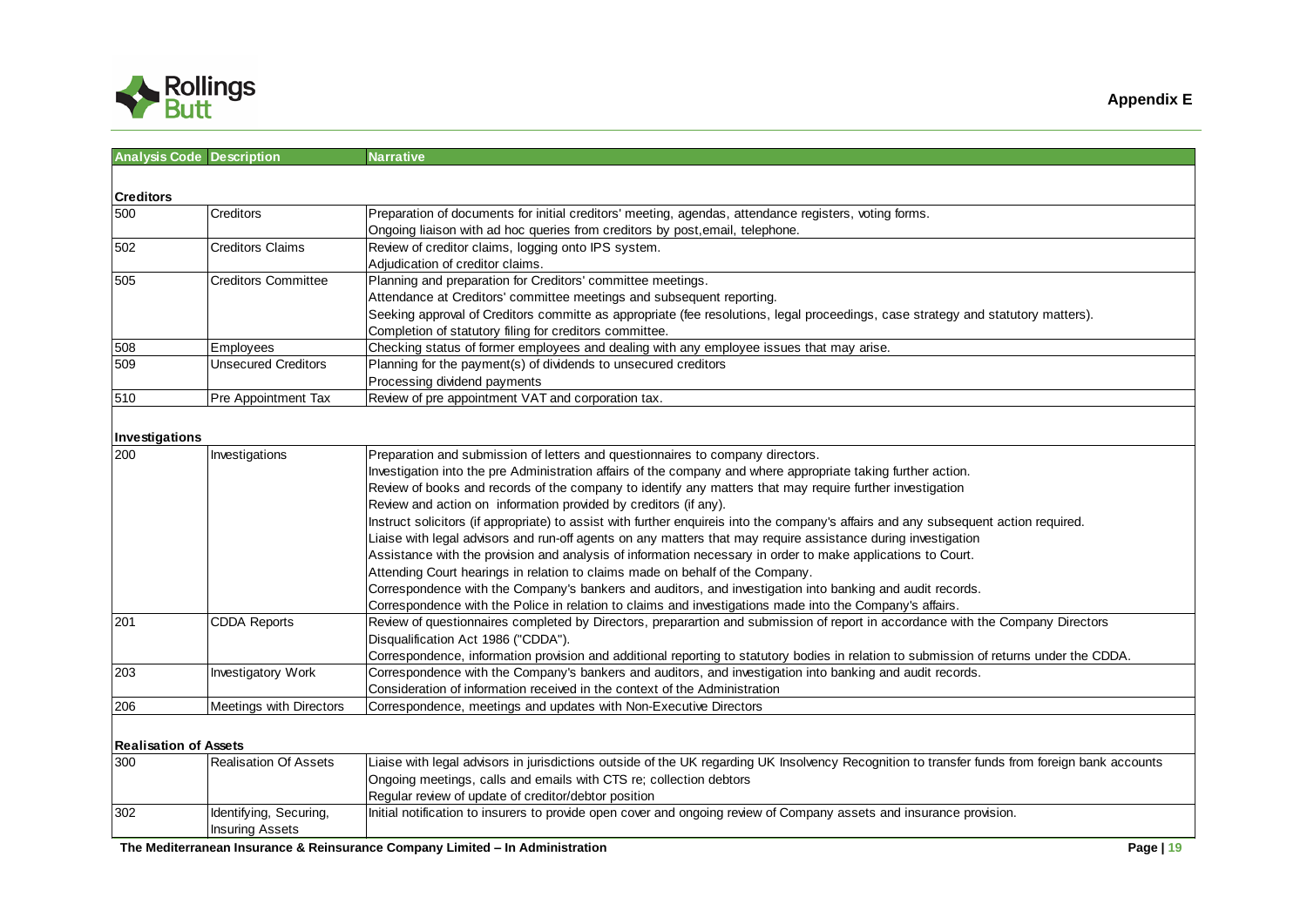**Appendix E**

| Analysis Code | Description | Narrative |
|---|---|---|
| **Creditors** | | |
| 500 | Creditors | Preparation of documents for initial creditors' meeting, agendas, attendance registers, voting forms.<br>Ongoing liaison with ad hoc queries from creditors by post,email, telephone. |
| 502 | Creditors Claims | Review of creditor claims, logging onto IPS system.<br>Adjudication of creditor claims. |
| 505 | Creditors Committee | Planning and preparation for Creditors' committee meetings.<br>Attendance at Creditors' committee meetings and subsequent reporting.<br>Seeking approval of Creditors committe as appropriate (fee resolutions, legal proceedings, case strategy and statutory matters).<br>Completion of statutory filing for creditors committee. |
| 508 | Employees | Checking status of former employees and dealing with any employee issues that may arise. |
| 509 | Unsecured Creditors | Planning for the payment(s) of dividends to unsecured creditors<br>Processing dividend payments |
| 510 | Pre Appointment Tax | Review of pre appointment VAT and corporation tax. |
| **Investigations** | | |
| 200 | Investigations | Preparation and submission of letters and questionnaires to company directors.<br>Investigation into the pre Administration affairs of the company and where appropriate taking further action.<br>Review of books and records of the company to identify any matters that may require further investigation<br>Review and action on information provided by creditors (if any).<br>Instruct solicitors (if appropriate) to assist with further enquireis into the company's affairs and any subsequent action required.<br>Liaise with legal advisors and run-off agents on any matters that may require assistance during investigation<br>Assistance with the provision and analysis of information necessary in order to make applications to Court.<br>Attending Court hearings in relation to claims made on behalf of the Company.<br>Correspondence with the Company's bankers and auditors, and investigation into banking and audit records.<br>Correspondence with the Police in relation to claims and investigations made into the Company's affairs. |
| 201 | CDDA Reports | Review of questionnaires completed by Directors, preparartion and submission of report in accordance with the Company Directors Disqualification Act 1986 ("CDDA").<br>Correspondence, information provision and additional reporting to statutory bodies in relation to submission of returns under the CDDA. |
| 203 | Investigatory Work | Correspondence with the Company's bankers and auditors, and investigation into banking and audit records.<br>Consideration of information received in the context of the Administration |
| 206 | Meetings with Directors | Correspondence, meetings and updates with Non-Executive Directors |
| **Realisation of Assets** | | |
| 300 | Realisation Of Assets | Liaise with legal advisors in jurisdictions outside of the UK regarding UK Insolvency Recognition to transfer funds from foreign bank accounts<br>Ongoing meetings, calls and emails with CTS re; collection debtors<br>Regular review of update of creditor/debtor position |
| 302 | Identifying, Securing, Insuring Assets | Initial notification to insurers to provide open cover and ongoing review of Company assets and insurance provision. |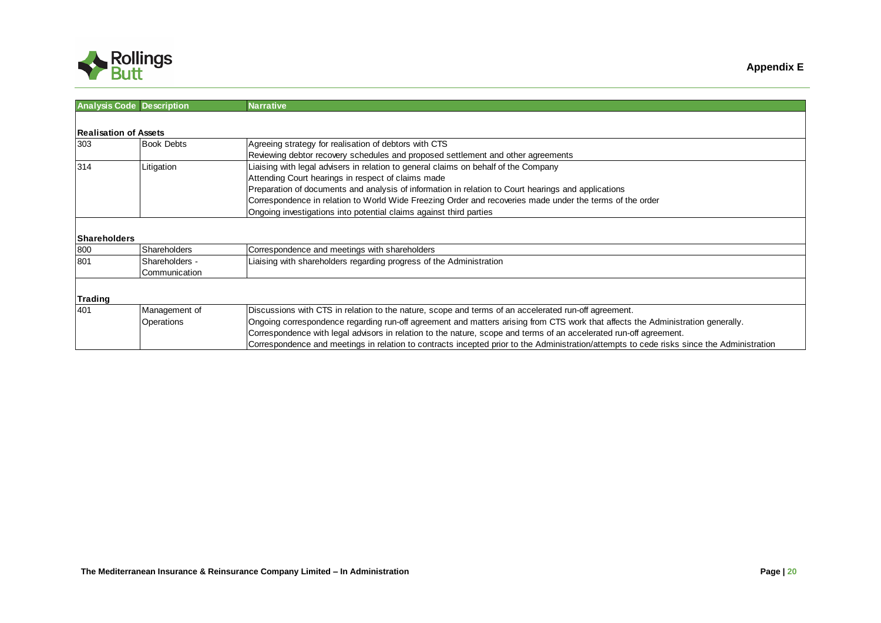**Appendix E**

| Analysis Code | Description | Narrative |
|---|---|---|
| **Realisation of Assets** | | |
| 303 | Book Debts | Agreeing strategy for realisation of debtors with CTS |
| | | Reviewing debtor recovery schedules and proposed settlement and other agreements |
| 314 | Litigation | Liaising with legal advisers in relation to general claims on behalf of the Company |
| | | Attending Court hearings in respect of claims made |
| | | Preparation of documents and analysis of information in relation to Court hearings and applications |
| | | Correspondence in relation to World Wide Freezing Order and recoveries made under the terms of the order |
| | | Ongoing investigations into potential claims against third parties |
| **Shareholders** | | |
| 800 | Shareholders | Correspondence and meetings with shareholders |
| 801 | Shareholders - Communication | Liaising with shareholders regarding progress of the Administration |
| **Trading** | | |
| 401 | Management of Operations | Discussions with CTS in relation to the nature, scope and terms of an accelerated run-off agreement. |
| | | Ongoing correspondence regarding run-off agreement and matters arising from CTS work that affects the Administration generally. |
| | | Correspondence with legal advisors in relation to the nature, scope and terms of an accelerated run-off agreement. |
| | | Correspondence and meetings in relation to contracts incepted prior to the Administration/attempts to cede risks since the Administration |